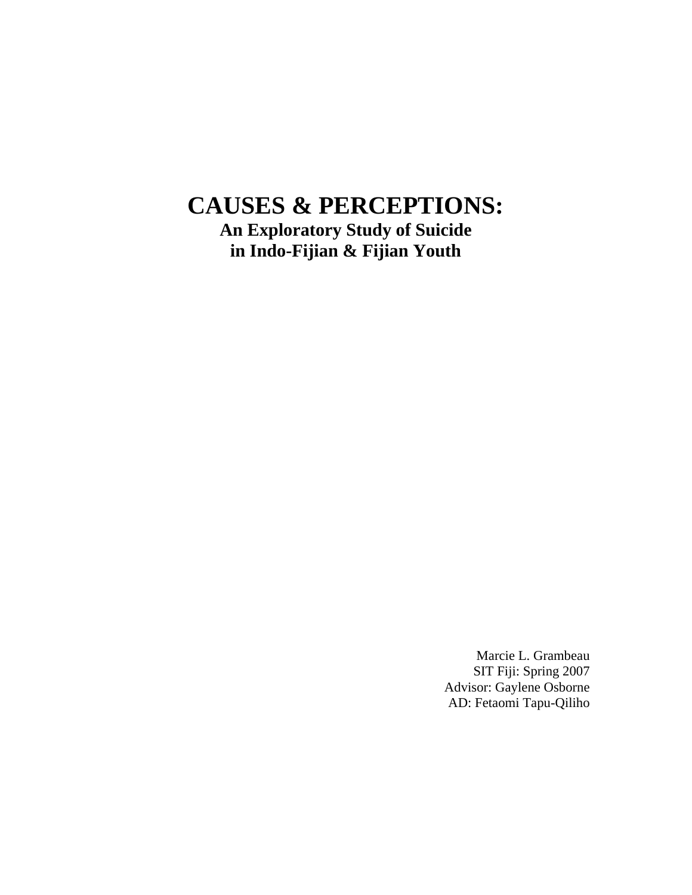# CAUSES & PERCEPTIONS:

## An Exploratory Study of Suicide in Indo-Fijian & Fijian Youth

Marcie L. Grambeau
SIT Fiji: Spring 2007
Advisor: Gaylene Osborne
AD: Fetaomi Tapu-Qiliho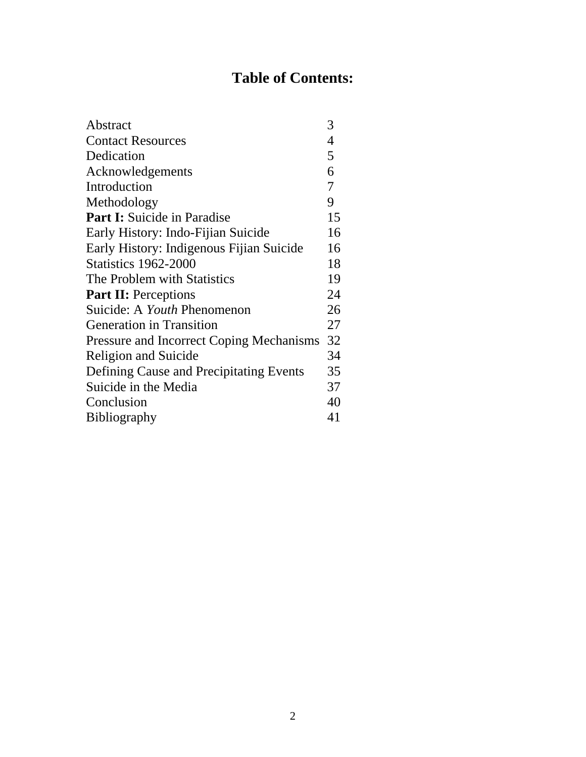# Table of Contents:

| | |
|---|---|
| Abstract | 3 |
| Contact Resources | 4 |
| Dedication | 5 |
| Acknowledgements | 6 |
| Introduction | 7 |
| Methodology | 9 |
| **Part I:** Suicide in Paradise | 15 |
| Early History: Indo-Fijian Suicide | 16 |
| Early History: Indigenous Fijian Suicide | 16 |
| Statistics 1962-2000 | 18 |
| The Problem with Statistics | 19 |
| **Part II:** Perceptions | 24 |
| Suicide: A *Youth* Phenomenon | 26 |
| Generation in Transition | 27 |
| Pressure and Incorrect Coping Mechanisms | 32 |
| Religion and Suicide | 34 |
| Defining Cause and Precipitating Events | 35 |
| Suicide in the Media | 37 |
| Conclusion | 40 |
| Bibliography | 41 |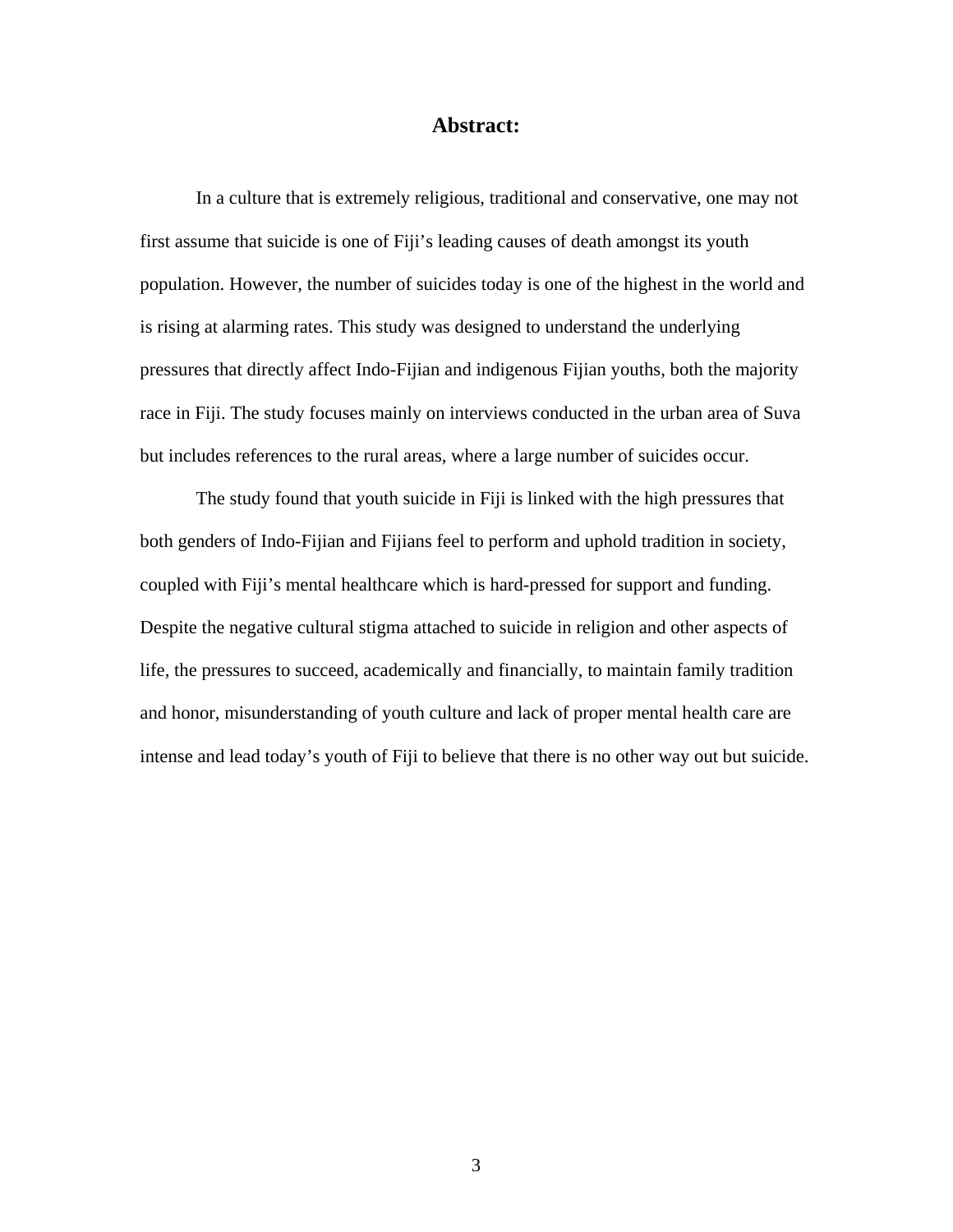# Abstract:

In a culture that is extremely religious, traditional and conservative, one may not first assume that suicide is one of Fiji's leading causes of death amongst its youth population. However, the number of suicides today is one of the highest in the world and is rising at alarming rates. This study was designed to understand the underlying pressures that directly affect Indo-Fijian and indigenous Fijian youths, both the majority race in Fiji. The study focuses mainly on interviews conducted in the urban area of Suva but includes references to the rural areas, where a large number of suicides occur.

The study found that youth suicide in Fiji is linked with the high pressures that both genders of Indo-Fijian and Fijians feel to perform and uphold tradition in society, coupled with Fiji's mental healthcare which is hard-pressed for support and funding. Despite the negative cultural stigma attached to suicide in religion and other aspects of life, the pressures to succeed, academically and financially, to maintain family tradition and honor, misunderstanding of youth culture and lack of proper mental health care are intense and lead today's youth of Fiji to believe that there is no other way out but suicide.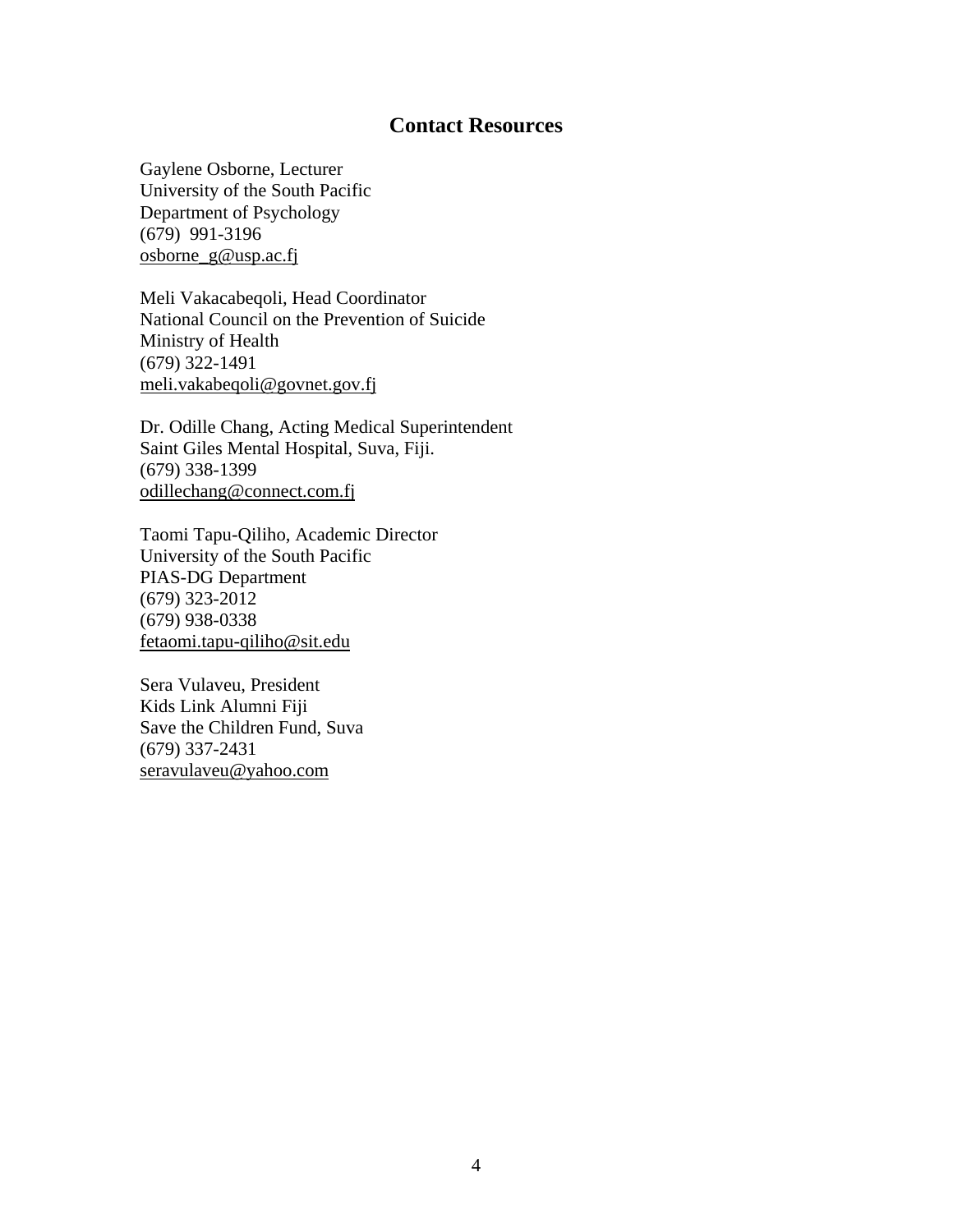## Contact Resources

Gaylene Osborne, Lecturer
University of the South Pacific
Department of Psychology
(679) 991-3196
osborne_g@usp.ac.fj

Meli Vakacabeqoli, Head Coordinator
National Council on the Prevention of Suicide
Ministry of Health
(679) 322-1491
meli.vakabeqoli@govnet.gov.fj

Dr. Odille Chang, Acting Medical Superintendent
Saint Giles Mental Hospital, Suva, Fiji.
(679) 338-1399
odillechang@connect.com.fj

Taomi Tapu-Qiliho, Academic Director
University of the South Pacific
PIAS-DG Department
(679) 323-2012
(679) 938-0338
fetaomi.tapu-qiliho@sit.edu

Sera Vulaveu, President
Kids Link Alumni Fiji
Save the Children Fund, Suva
(679) 337-2431
seravulaveu@yahoo.com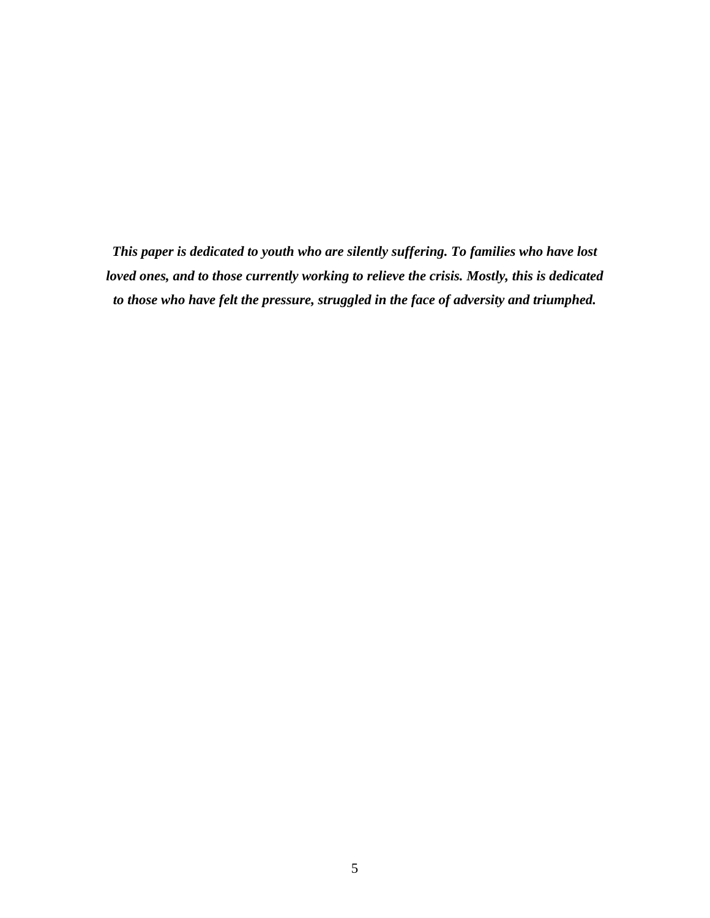***This paper is dedicated to youth who are silently suffering. To families who have lost loved ones, and to those currently working to relieve the crisis. Mostly, this is dedicated to those who have felt the pressure, struggled in the face of adversity and triumphed.***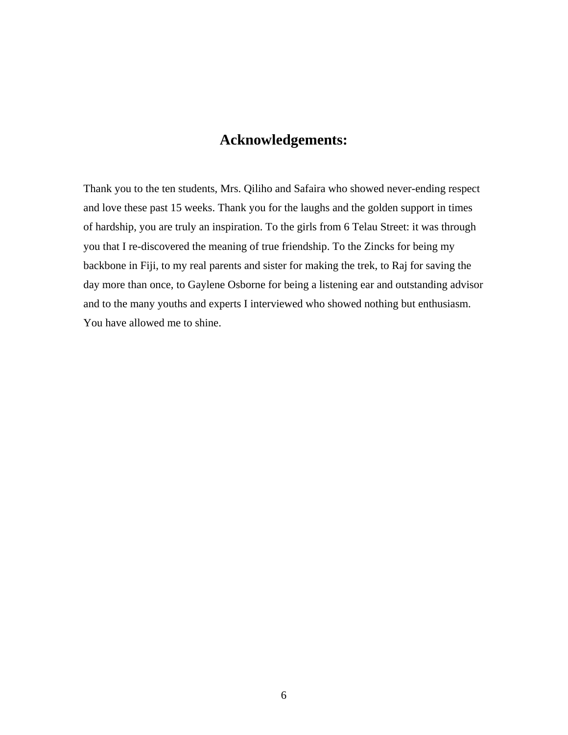# Acknowledgements:

Thank you to the ten students, Mrs. Qiliho and Safaira who showed never-ending respect and love these past 15 weeks. Thank you for the laughs and the golden support in times of hardship, you are truly an inspiration. To the girls from 6 Telau Street: it was through you that I re-discovered the meaning of true friendship. To the Zincks for being my backbone in Fiji, to my real parents and sister for making the trek, to Raj for saving the day more than once, to Gaylene Osborne for being a listening ear and outstanding advisor and to the many youths and experts I interviewed who showed nothing but enthusiasm. You have allowed me to shine.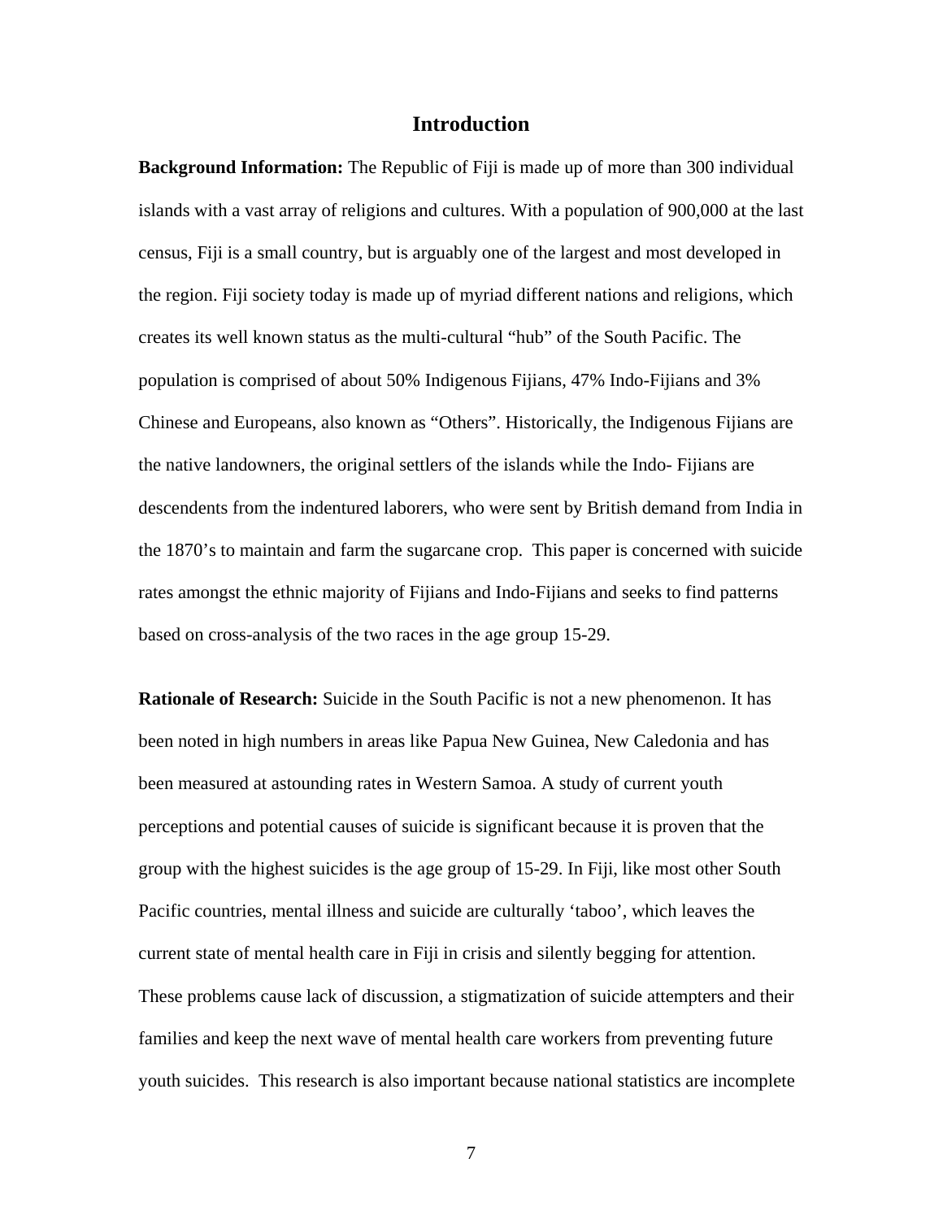## Introduction

**Background Information:** The Republic of Fiji is made up of more than 300 individual islands with a vast array of religions and cultures. With a population of 900,000 at the last census, Fiji is a small country, but is arguably one of the largest and most developed in the region. Fiji society today is made up of myriad different nations and religions, which creates its well known status as the multi-cultural "hub" of the South Pacific. The population is comprised of about 50% Indigenous Fijians, 47% Indo-Fijians and 3% Chinese and Europeans, also known as "Others". Historically, the Indigenous Fijians are the native landowners, the original settlers of the islands while the Indo- Fijians are descendents from the indentured laborers, who were sent by British demand from India in the 1870's to maintain and farm the sugarcane crop. This paper is concerned with suicide rates amongst the ethnic majority of Fijians and Indo-Fijians and seeks to find patterns based on cross-analysis of the two races in the age group 15-29.

**Rationale of Research:** Suicide in the South Pacific is not a new phenomenon. It has been noted in high numbers in areas like Papua New Guinea, New Caledonia and has been measured at astounding rates in Western Samoa. A study of current youth perceptions and potential causes of suicide is significant because it is proven that the group with the highest suicides is the age group of 15-29. In Fiji, like most other South Pacific countries, mental illness and suicide are culturally 'taboo', which leaves the current state of mental health care in Fiji in crisis and silently begging for attention. These problems cause lack of discussion, a stigmatization of suicide attempters and their families and keep the next wave of mental health care workers from preventing future youth suicides. This research is also important because national statistics are incomplete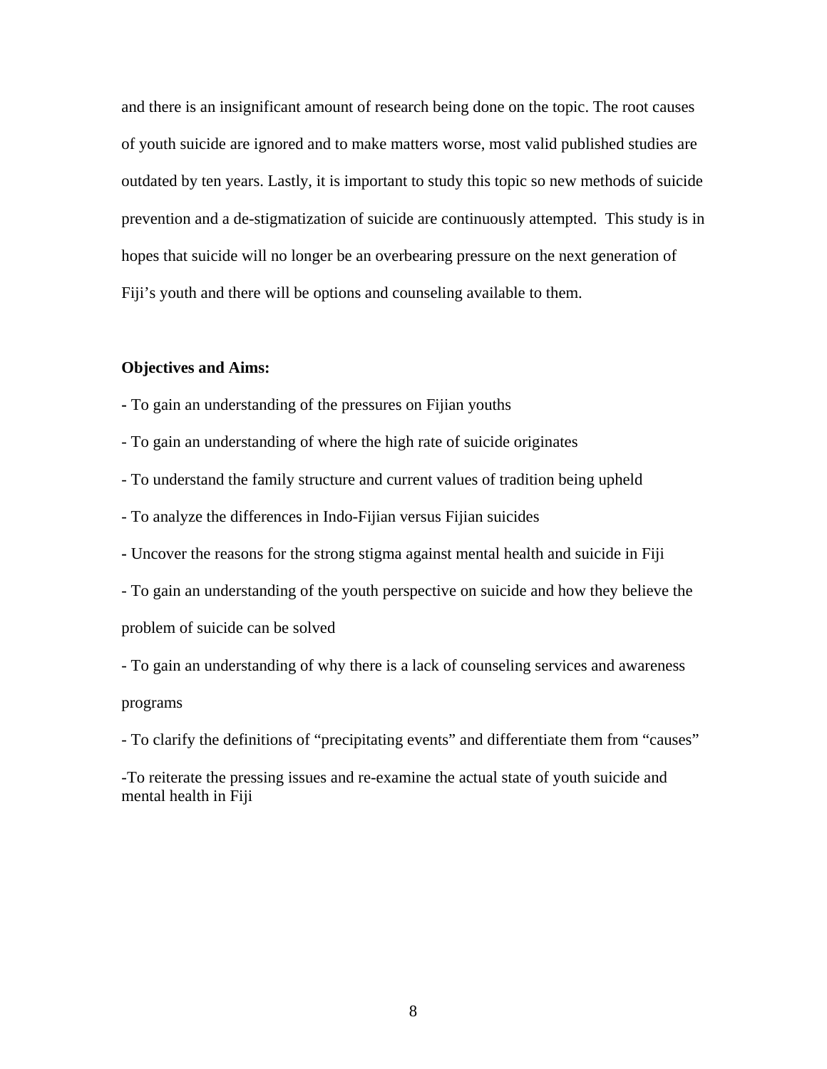and there is an insignificant amount of research being done on the topic. The root causes of youth suicide are ignored and to make matters worse, most valid published studies are outdated by ten years. Lastly, it is important to study this topic so new methods of suicide prevention and a de-stigmatization of suicide are continuously attempted. This study is in hopes that suicide will no longer be an overbearing pressure on the next generation of Fiji's youth and there will be options and counseling available to them.

**Objectives and Aims:**

- To gain an understanding of the pressures on Fijian youths
- To gain an understanding of where the high rate of suicide originates
- To understand the family structure and current values of tradition being upheld
- To analyze the differences in Indo-Fijian versus Fijian suicides
- Uncover the reasons for the strong stigma against mental health and suicide in Fiji
- To gain an understanding of the youth perspective on suicide and how they believe the problem of suicide can be solved
- To gain an understanding of why there is a lack of counseling services and awareness programs
- To clarify the definitions of "precipitating events" and differentiate them from "causes"
- To reiterate the pressing issues and re-examine the actual state of youth suicide and mental health in Fiji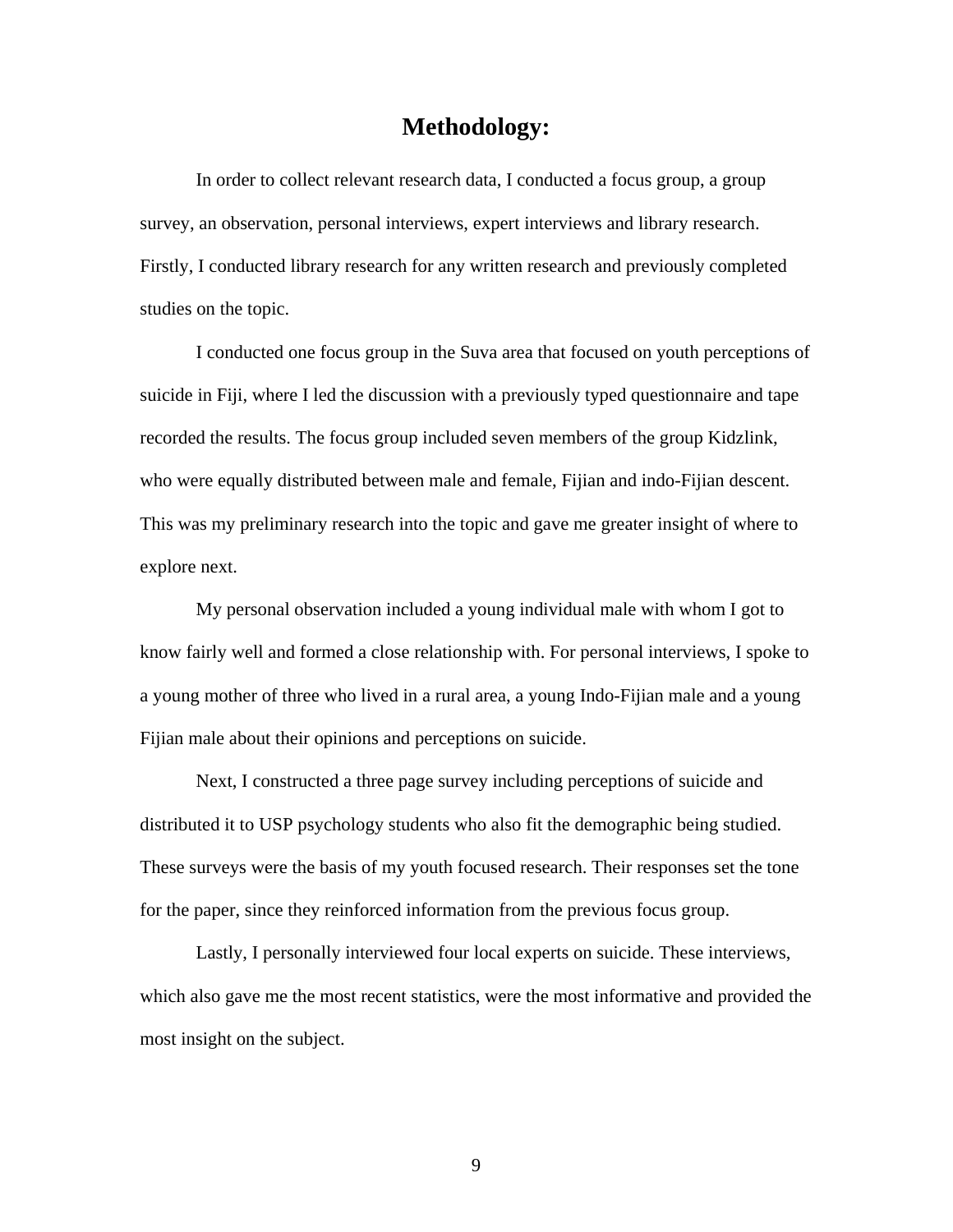## Methodology:

In order to collect relevant research data, I conducted a focus group, a group survey, an observation, personal interviews, expert interviews and library research. Firstly, I conducted library research for any written research and previously completed studies on the topic.

I conducted one focus group in the Suva area that focused on youth perceptions of suicide in Fiji, where I led the discussion with a previously typed questionnaire and tape recorded the results. The focus group included seven members of the group Kidzlink, who were equally distributed between male and female, Fijian and indo-Fijian descent. This was my preliminary research into the topic and gave me greater insight of where to explore next.

My personal observation included a young individual male with whom I got to know fairly well and formed a close relationship with. For personal interviews, I spoke to a young mother of three who lived in a rural area, a young Indo-Fijian male and a young Fijian male about their opinions and perceptions on suicide.

Next, I constructed a three page survey including perceptions of suicide and distributed it to USP psychology students who also fit the demographic being studied. These surveys were the basis of my youth focused research. Their responses set the tone for the paper, since they reinforced information from the previous focus group.

Lastly, I personally interviewed four local experts on suicide. These interviews, which also gave me the most recent statistics, were the most informative and provided the most insight on the subject.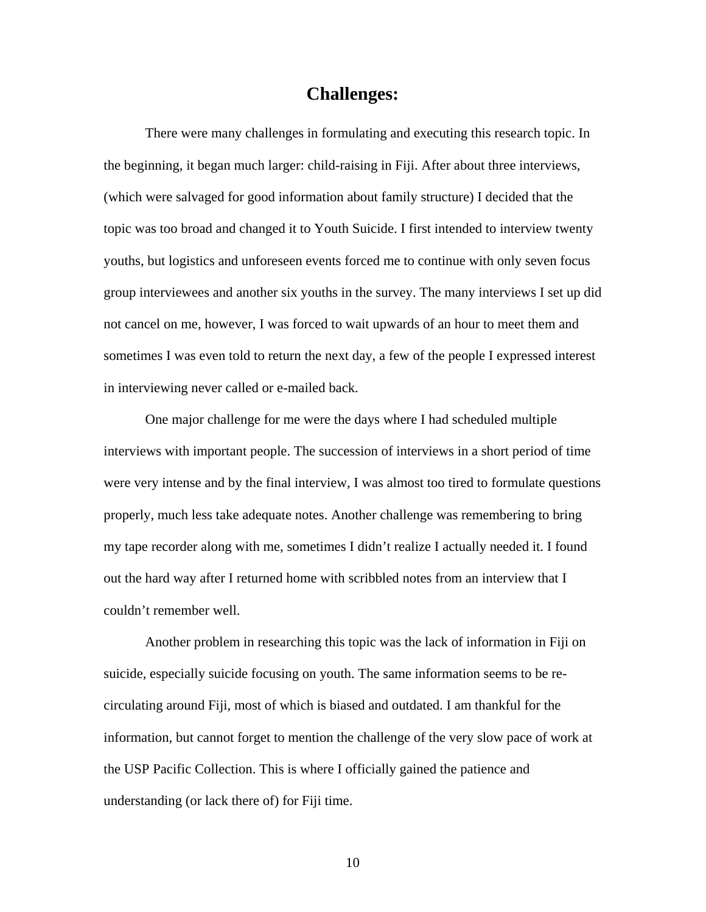## Challenges:

There were many challenges in formulating and executing this research topic. In the beginning, it began much larger: child-raising in Fiji. After about three interviews, (which were salvaged for good information about family structure) I decided that the topic was too broad and changed it to Youth Suicide. I first intended to interview twenty youths, but logistics and unforeseen events forced me to continue with only seven focus group interviewees and another six youths in the survey. The many interviews I set up did not cancel on me, however, I was forced to wait upwards of an hour to meet them and sometimes I was even told to return the next day, a few of the people I expressed interest in interviewing never called or e-mailed back.

One major challenge for me were the days where I had scheduled multiple interviews with important people. The succession of interviews in a short period of time were very intense and by the final interview, I was almost too tired to formulate questions properly, much less take adequate notes. Another challenge was remembering to bring my tape recorder along with me, sometimes I didn't realize I actually needed it. I found out the hard way after I returned home with scribbled notes from an interview that I couldn't remember well.

Another problem in researching this topic was the lack of information in Fiji on suicide, especially suicide focusing on youth. The same information seems to be re-circulating around Fiji, most of which is biased and outdated. I am thankful for the information, but cannot forget to mention the challenge of the very slow pace of work at the USP Pacific Collection. This is where I officially gained the patience and understanding (or lack there of) for Fiji time.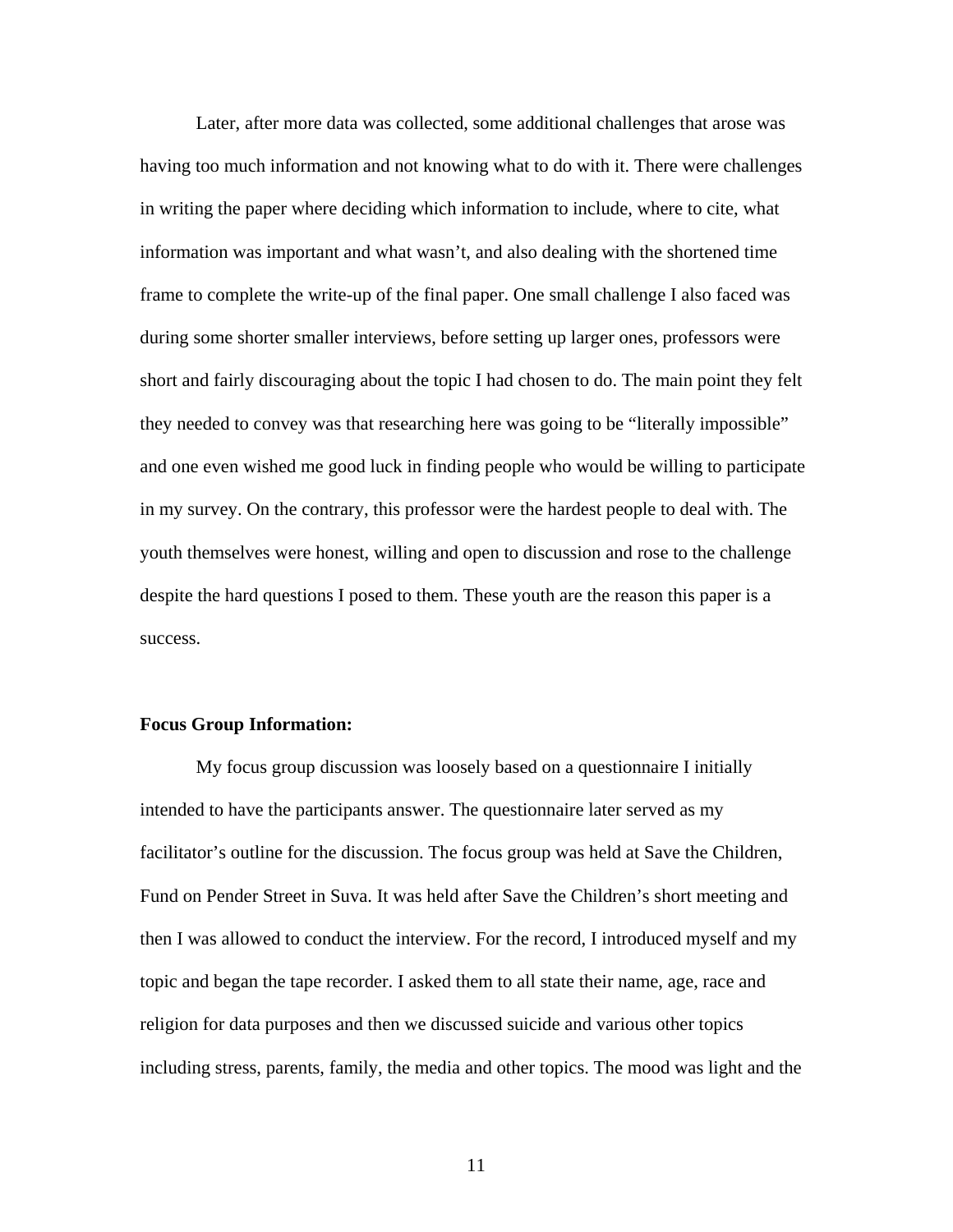Later, after more data was collected, some additional challenges that arose was having too much information and not knowing what to do with it. There were challenges in writing the paper where deciding which information to include, where to cite, what information was important and what wasn't, and also dealing with the shortened time frame to complete the write-up of the final paper. One small challenge I also faced was during some shorter smaller interviews, before setting up larger ones, professors were short and fairly discouraging about the topic I had chosen to do. The main point they felt they needed to convey was that researching here was going to be "literally impossible" and one even wished me good luck in finding people who would be willing to participate in my survey. On the contrary, this professor were the hardest people to deal with. The youth themselves were honest, willing and open to discussion and rose to the challenge despite the hard questions I posed to them. These youth are the reason this paper is a success.

**Focus Group Information:**

My focus group discussion was loosely based on a questionnaire I initially intended to have the participants answer. The questionnaire later served as my facilitator's outline for the discussion. The focus group was held at Save the Children, Fund on Pender Street in Suva. It was held after Save the Children's short meeting and then I was allowed to conduct the interview. For the record, I introduced myself and my topic and began the tape recorder. I asked them to all state their name, age, race and religion for data purposes and then we discussed suicide and various other topics including stress, parents, family, the media and other topics. The mood was light and the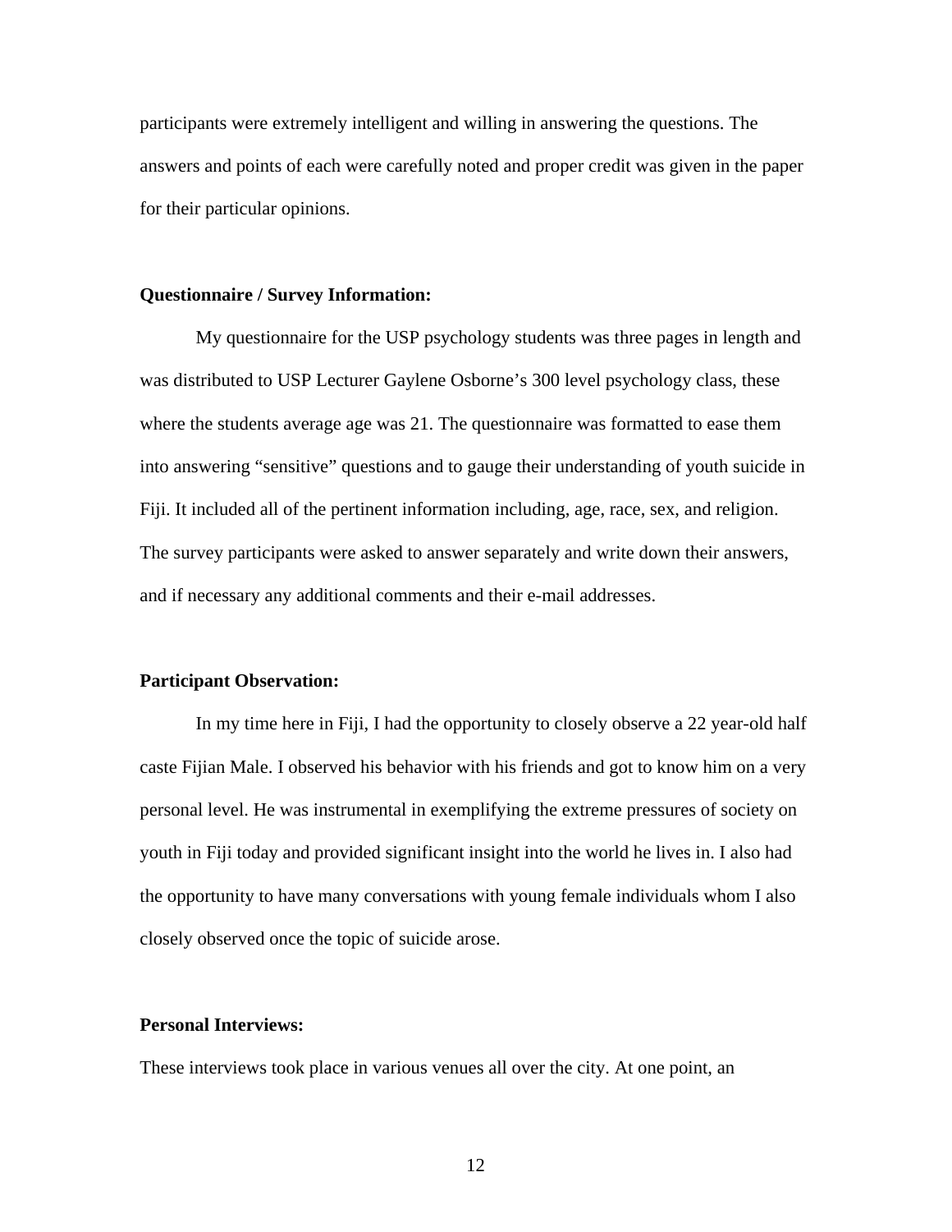participants were extremely intelligent and willing in answering the questions. The answers and points of each were carefully noted and proper credit was given in the paper for their particular opinions.

**Questionnaire / Survey Information:**

My questionnaire for the USP psychology students was three pages in length and was distributed to USP Lecturer Gaylene Osborne's 300 level psychology class, these where the students average age was 21. The questionnaire was formatted to ease them into answering "sensitive" questions and to gauge their understanding of youth suicide in Fiji. It included all of the pertinent information including, age, race, sex, and religion. The survey participants were asked to answer separately and write down their answers, and if necessary any additional comments and their e-mail addresses.

**Participant Observation:**

In my time here in Fiji, I had the opportunity to closely observe a 22 year-old half caste Fijian Male. I observed his behavior with his friends and got to know him on a very personal level. He was instrumental in exemplifying the extreme pressures of society on youth in Fiji today and provided significant insight into the world he lives in. I also had the opportunity to have many conversations with young female individuals whom I also closely observed once the topic of suicide arose.

**Personal Interviews:**

These interviews took place in various venues all over the city. At one point, an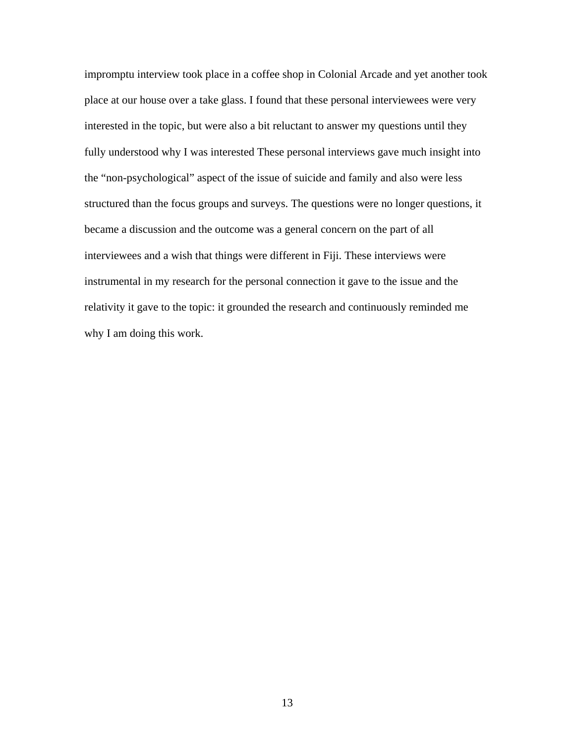impromptu interview took place in a coffee shop in Colonial Arcade and yet another took place at our house over a take glass. I found that these personal interviewees were very interested in the topic, but were also a bit reluctant to answer my questions until they fully understood why I was interested These personal interviews gave much insight into the "non-psychological" aspect of the issue of suicide and family and also were less structured than the focus groups and surveys. The questions were no longer questions, it became a discussion and the outcome was a general concern on the part of all interviewees and a wish that things were different in Fiji. These interviews were instrumental in my research for the personal connection it gave to the issue and the relativity it gave to the topic: it grounded the research and continuously reminded me why I am doing this work.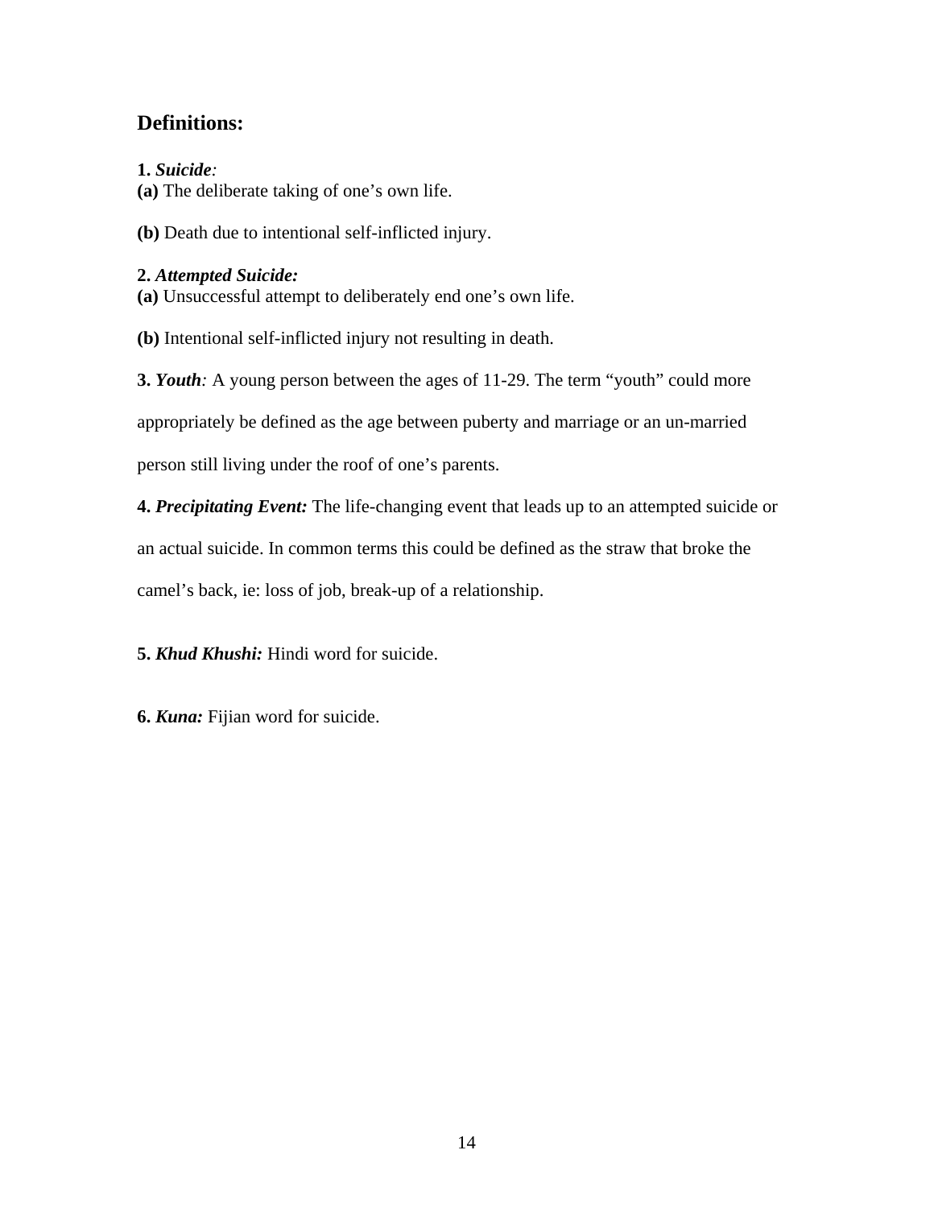## Definitions:

**1.** ***Suicide****:*
**(a)** The deliberate taking of one's own life.

**(b)** Death due to intentional self-inflicted injury.

**2.** ***Attempted Suicide:***
**(a)** Unsuccessful attempt to deliberately end one's own life.

**(b)** Intentional self-inflicted injury not resulting in death.

**3.** ***Youth****:* A young person between the ages of 11-29. The term "youth" could more appropriately be defined as the age between puberty and marriage or an un-married person still living under the roof of one's parents.

**4.** ***Precipitating Event:*** The life-changing event that leads up to an attempted suicide or an actual suicide. In common terms this could be defined as the straw that broke the camel's back, ie: loss of job, break-up of a relationship.

**5.** ***Khud Khushi:*** Hindi word for suicide.

**6.** ***Kuna:*** Fijian word for suicide.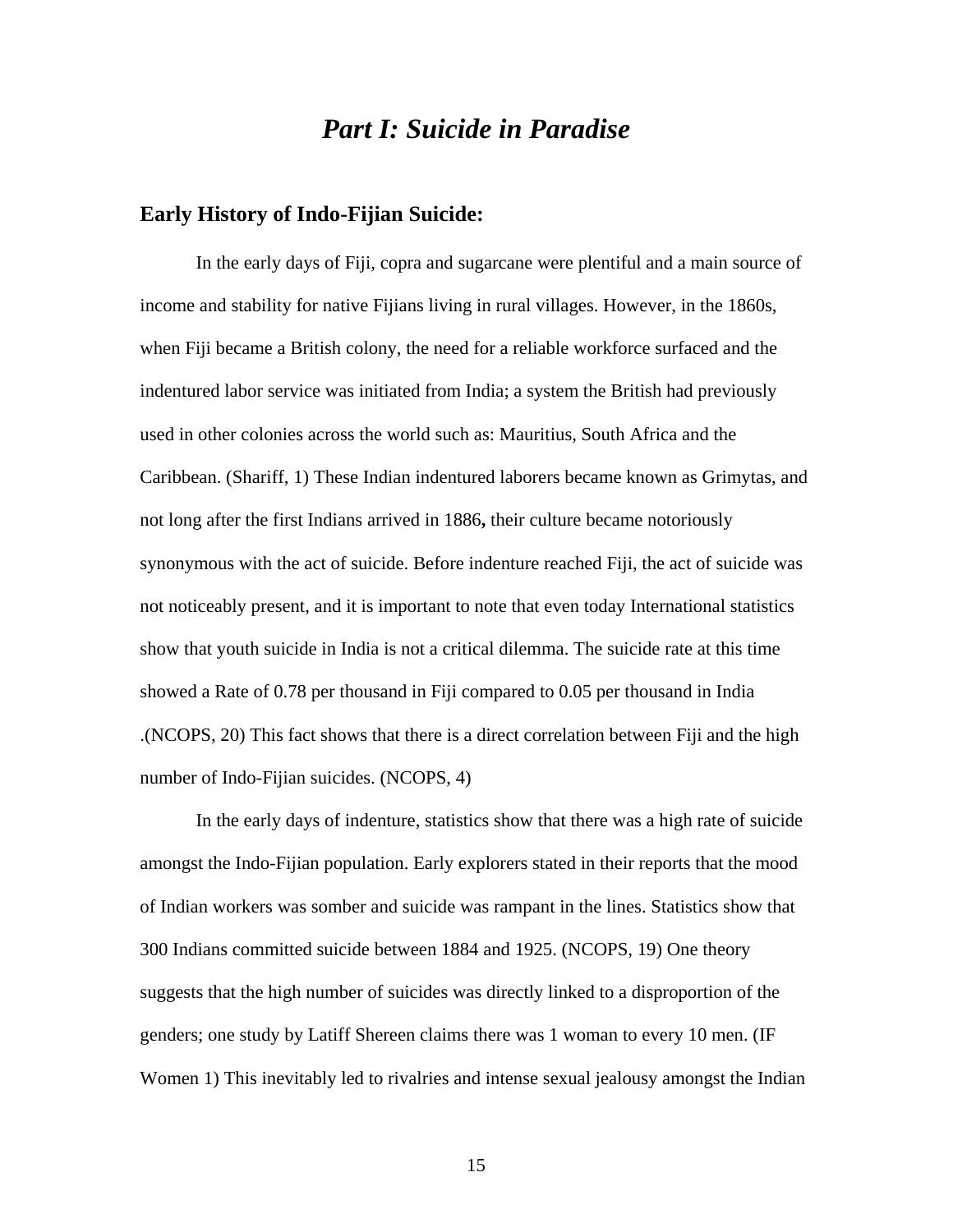# *Part I: Suicide in Paradise*

## Early History of Indo-Fijian Suicide:

In the early days of Fiji, copra and sugarcane were plentiful and a main source of income and stability for native Fijians living in rural villages. However, in the 1860s, when Fiji became a British colony, the need for a reliable workforce surfaced and the indentured labor service was initiated from India; a system the British had previously used in other colonies across the world such as: Mauritius, South Africa and the Caribbean. (Shariff, 1) These Indian indentured laborers became known as Grimytas, and not long after the first Indians arrived in 1886**,** their culture became notoriously synonymous with the act of suicide. Before indenture reached Fiji, the act of suicide was not noticeably present, and it is important to note that even today International statistics show that youth suicide in India is not a critical dilemma. The suicide rate at this time showed a Rate of 0.78 per thousand in Fiji compared to 0.05 per thousand in India .(NCOPS, 20) This fact shows that there is a direct correlation between Fiji and the high number of Indo-Fijian suicides. (NCOPS, 4)

In the early days of indenture, statistics show that there was a high rate of suicide amongst the Indo-Fijian population. Early explorers stated in their reports that the mood of Indian workers was somber and suicide was rampant in the lines. Statistics show that 300 Indians committed suicide between 1884 and 1925. (NCOPS, 19) One theory suggests that the high number of suicides was directly linked to a disproportion of the genders; one study by Latiff Shereen claims there was 1 woman to every 10 men. (IF Women 1) This inevitably led to rivalries and intense sexual jealousy amongst the Indian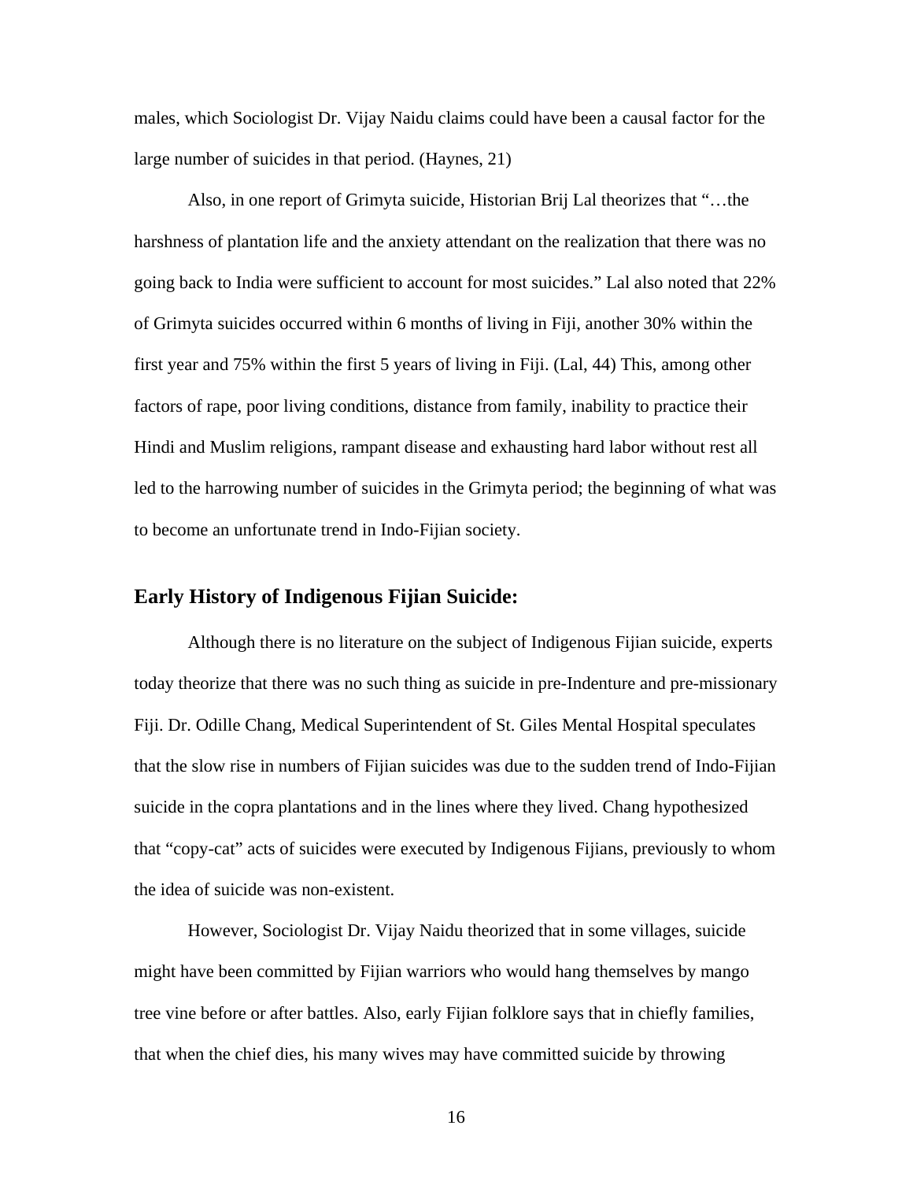males, which Sociologist Dr. Vijay Naidu claims could have been a causal factor for the large number of suicides in that period. (Haynes, 21)

Also, in one report of Grimyta suicide, Historian Brij Lal theorizes that "…the harshness of plantation life and the anxiety attendant on the realization that there was no going back to India were sufficient to account for most suicides." Lal also noted that 22% of Grimyta suicides occurred within 6 months of living in Fiji, another 30% within the first year and 75% within the first 5 years of living in Fiji. (Lal, 44) This, among other factors of rape, poor living conditions, distance from family, inability to practice their Hindi and Muslim religions, rampant disease and exhausting hard labor without rest all led to the harrowing number of suicides in the Grimyta period; the beginning of what was to become an unfortunate trend in Indo-Fijian society.

## Early History of Indigenous Fijian Suicide:

Although there is no literature on the subject of Indigenous Fijian suicide, experts today theorize that there was no such thing as suicide in pre-Indenture and pre-missionary Fiji. Dr. Odille Chang, Medical Superintendent of St. Giles Mental Hospital speculates that the slow rise in numbers of Fijian suicides was due to the sudden trend of Indo-Fijian suicide in the copra plantations and in the lines where they lived. Chang hypothesized that "copy-cat" acts of suicides were executed by Indigenous Fijians, previously to whom the idea of suicide was non-existent.

However, Sociologist Dr. Vijay Naidu theorized that in some villages, suicide might have been committed by Fijian warriors who would hang themselves by mango tree vine before or after battles. Also, early Fijian folklore says that in chiefly families, that when the chief dies, his many wives may have committed suicide by throwing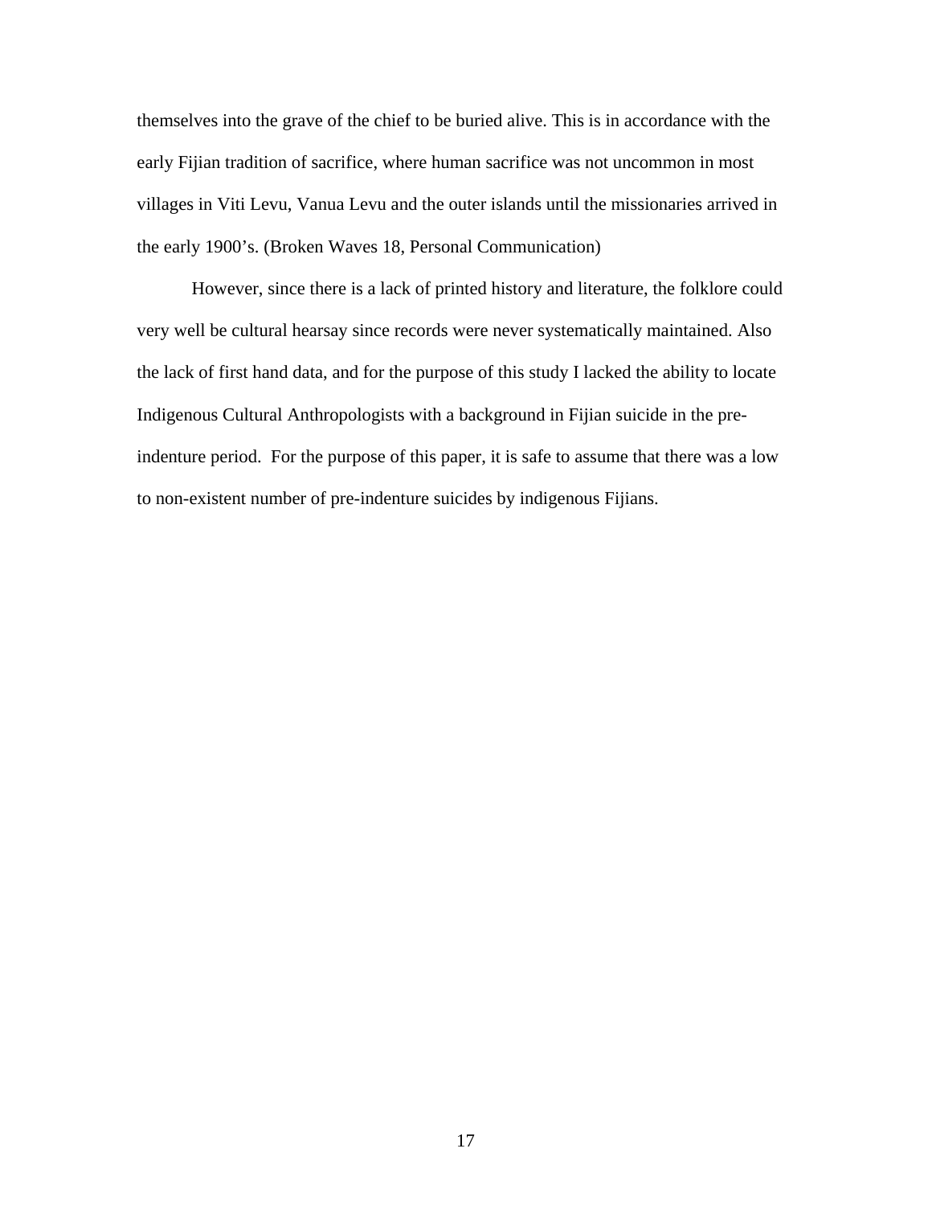themselves into the grave of the chief to be buried alive. This is in accordance with the early Fijian tradition of sacrifice, where human sacrifice was not uncommon in most villages in Viti Levu, Vanua Levu and the outer islands until the missionaries arrived in the early 1900's. (Broken Waves 18, Personal Communication)

However, since there is a lack of printed history and literature, the folklore could very well be cultural hearsay since records were never systematically maintained. Also the lack of first hand data, and for the purpose of this study I lacked the ability to locate Indigenous Cultural Anthropologists with a background in Fijian suicide in the pre-indenture period. For the purpose of this paper, it is safe to assume that there was a low to non-existent number of pre-indenture suicides by indigenous Fijians.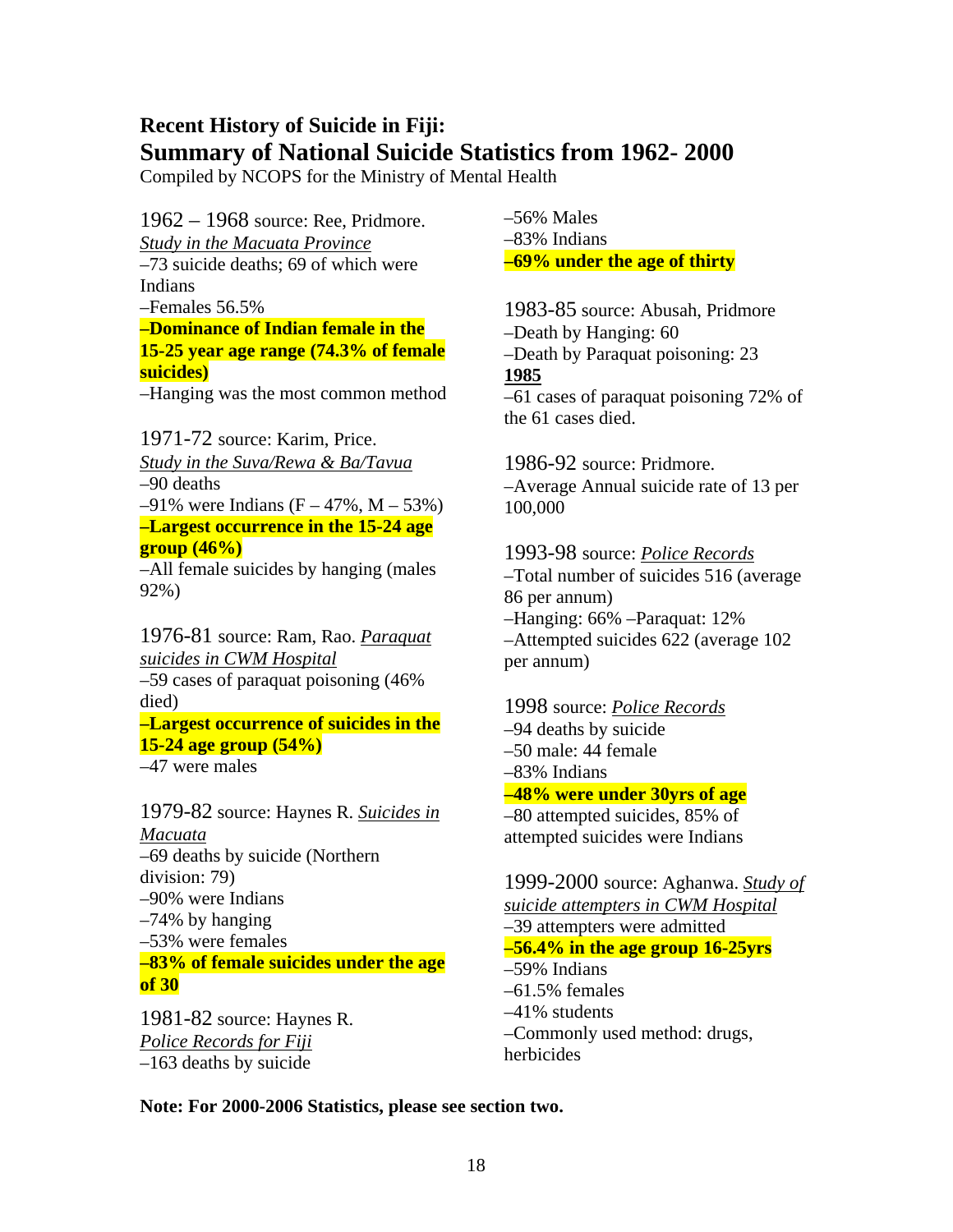# Recent History of Suicide in Fiji:

## Summary of National Suicide Statistics from 1962- 2000

Compiled by NCOPS for the Ministry of Mental Health

1962 – 1968 source: Ree, Pridmore. *Study in the Macuata Province*
–73 suicide deaths; 69 of which were Indians
–Females 56.5%
**–Dominance of Indian female in the 15-25 year age range (74.3% of female suicides)**
–Hanging was the most common method

1971-72 source: Karim, Price. *Study in the Suva/Rewa & Ba/Tavua*
–90 deaths
–91% were Indians (F – 47%, M – 53%)
**–Largest occurrence in the 15-24 age group (46%)**
–All female suicides by hanging (males 92%)

1976-81 source: Ram, Rao. *Paraquat suicides in CWM Hospital*
–59 cases of paraquat poisoning (46% died)
**–Largest occurrence of suicides in the 15-24 age group (54%)**
–47 were males

1979-82 source: Haynes R. *Suicides in Macuata*
–69 deaths by suicide (Northern division: 79)
–90% were Indians
–74% by hanging
–53% were females
**–83% of female suicides under the age of 30**

1981-82 source: Haynes R. *Police Records for Fiji*
–163 deaths by suicide
–56% Males
–83% Indians
**–69% under the age of thirty**

1983-85 source: Abusah, Pridmore
–Death by Hanging: 60
–Death by Paraquat poisoning: 23

**1985**
–61 cases of paraquat poisoning 72% of the 61 cases died.

1986-92 source: Pridmore.
–Average Annual suicide rate of 13 per 100,000

1993-98 source: *Police Records*
–Total number of suicides 516 (average 86 per annum)
–Hanging: 66% –Paraquat: 12%
–Attempted suicides 622 (average 102 per annum)

1998 source: *Police Records*
–94 deaths by suicide
–50 male: 44 female
–83% Indians
**–48% were under 30yrs of age**
–80 attempted suicides, 85% of attempted suicides were Indians

1999-2000 source: Aghanwa. *Study of suicide attempters in CWM Hospital*
–39 attempters were admitted
**–56.4% in the age group 16-25yrs**
–59% Indians
–61.5% females
–41% students
–Commonly used method: drugs, herbicides

**Note: For 2000-2006 Statistics, please see section two.**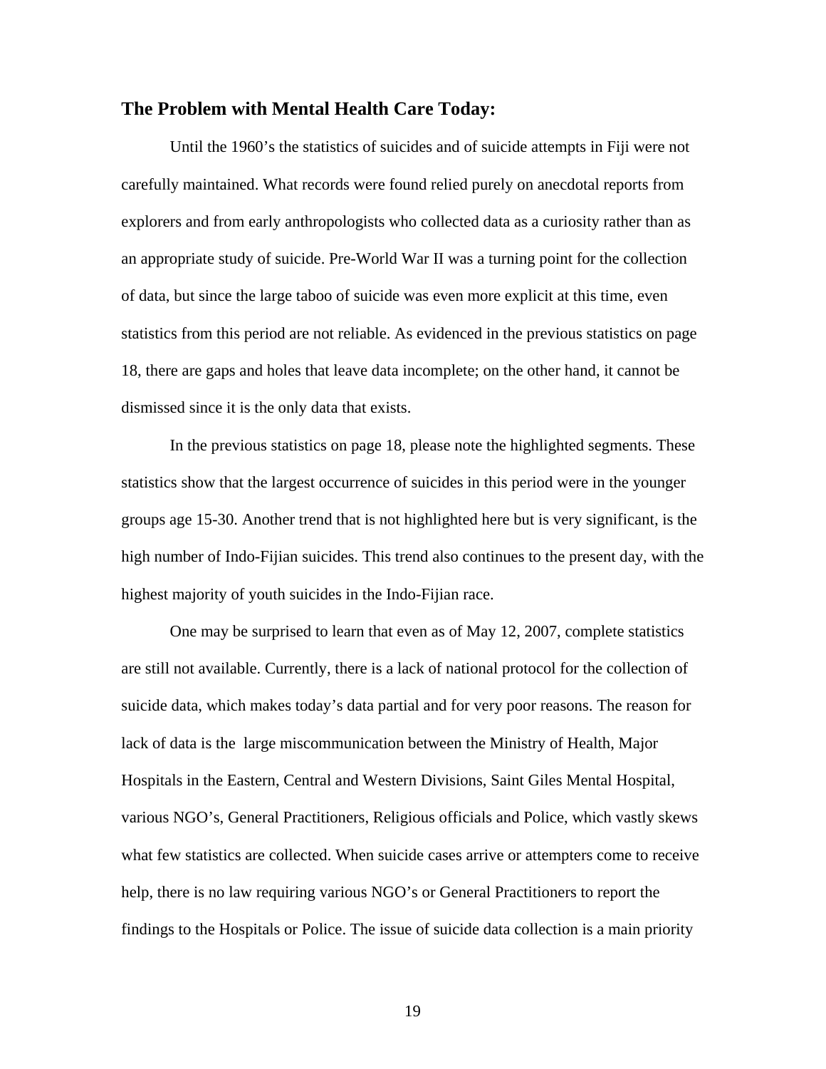## The Problem with Mental Health Care Today:

Until the 1960's the statistics of suicides and of suicide attempts in Fiji were not carefully maintained. What records were found relied purely on anecdotal reports from explorers and from early anthropologists who collected data as a curiosity rather than as an appropriate study of suicide. Pre-World War II was a turning point for the collection of data, but since the large taboo of suicide was even more explicit at this time, even statistics from this period are not reliable. As evidenced in the previous statistics on page 18, there are gaps and holes that leave data incomplete; on the other hand, it cannot be dismissed since it is the only data that exists.

In the previous statistics on page 18, please note the highlighted segments. These statistics show that the largest occurrence of suicides in this period were in the younger groups age 15-30. Another trend that is not highlighted here but is very significant, is the high number of Indo-Fijian suicides. This trend also continues to the present day, with the highest majority of youth suicides in the Indo-Fijian race.

One may be surprised to learn that even as of May 12, 2007, complete statistics are still not available. Currently, there is a lack of national protocol for the collection of suicide data, which makes today's data partial and for very poor reasons. The reason for lack of data is the large miscommunication between the Ministry of Health, Major Hospitals in the Eastern, Central and Western Divisions, Saint Giles Mental Hospital, various NGO's, General Practitioners, Religious officials and Police, which vastly skews what few statistics are collected. When suicide cases arrive or attempters come to receive help, there is no law requiring various NGO's or General Practitioners to report the findings to the Hospitals or Police. The issue of suicide data collection is a main priority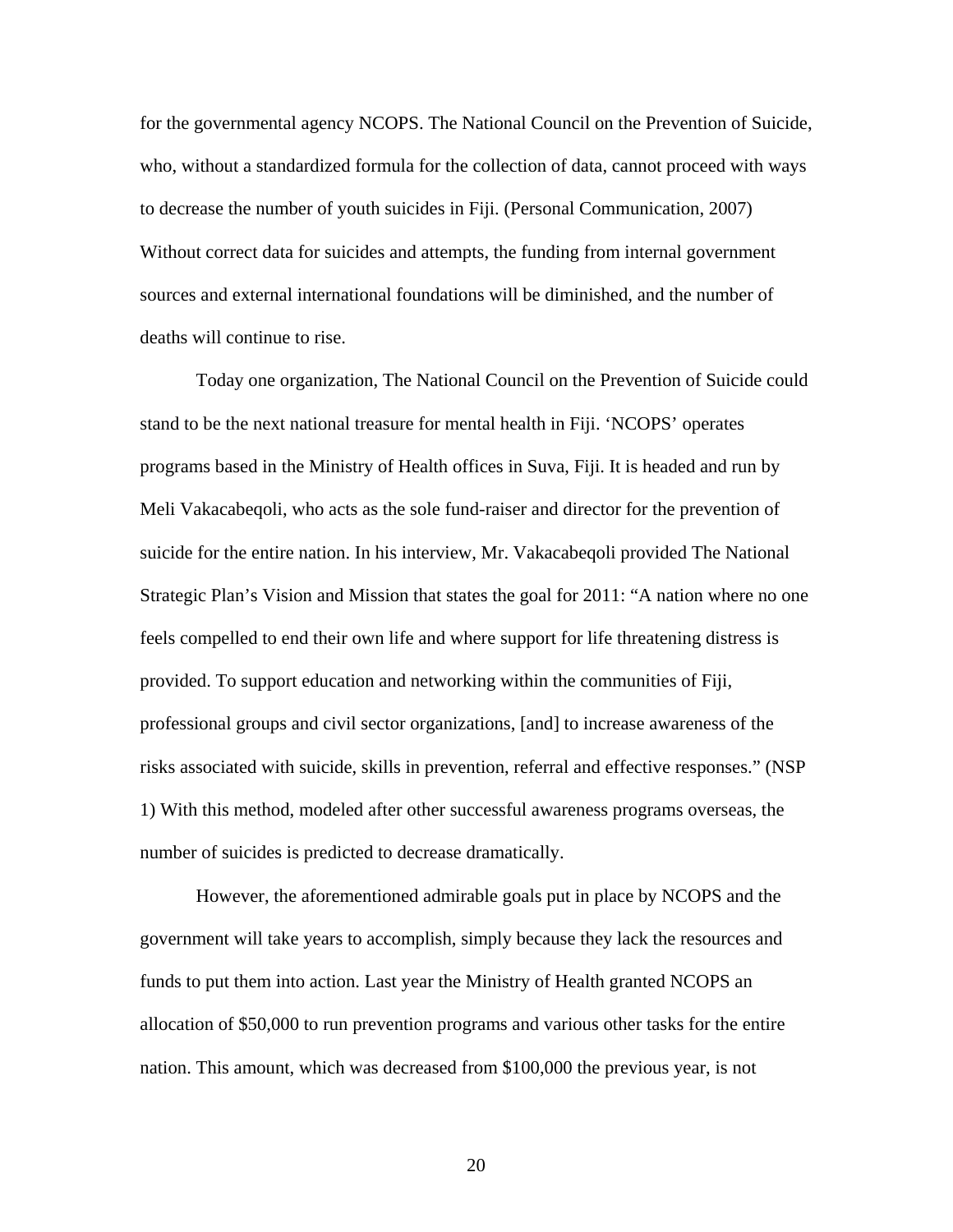for the governmental agency NCOPS. The National Council on the Prevention of Suicide, who, without a standardized formula for the collection of data, cannot proceed with ways to decrease the number of youth suicides in Fiji. (Personal Communication, 2007) Without correct data for suicides and attempts, the funding from internal government sources and external international foundations will be diminished, and the number of deaths will continue to rise.

Today one organization, The National Council on the Prevention of Suicide could stand to be the next national treasure for mental health in Fiji. 'NCOPS' operates programs based in the Ministry of Health offices in Suva, Fiji. It is headed and run by Meli Vakacabeqoli, who acts as the sole fund-raiser and director for the prevention of suicide for the entire nation. In his interview, Mr. Vakacabeqoli provided The National Strategic Plan's Vision and Mission that states the goal for 2011: "A nation where no one feels compelled to end their own life and where support for life threatening distress is provided. To support education and networking within the communities of Fiji, professional groups and civil sector organizations, [and] to increase awareness of the risks associated with suicide, skills in prevention, referral and effective responses." (NSP 1) With this method, modeled after other successful awareness programs overseas, the number of suicides is predicted to decrease dramatically.

However, the aforementioned admirable goals put in place by NCOPS and the government will take years to accomplish, simply because they lack the resources and funds to put them into action. Last year the Ministry of Health granted NCOPS an allocation of $50,000 to run prevention programs and various other tasks for the entire nation. This amount, which was decreased from $100,000 the previous year, is not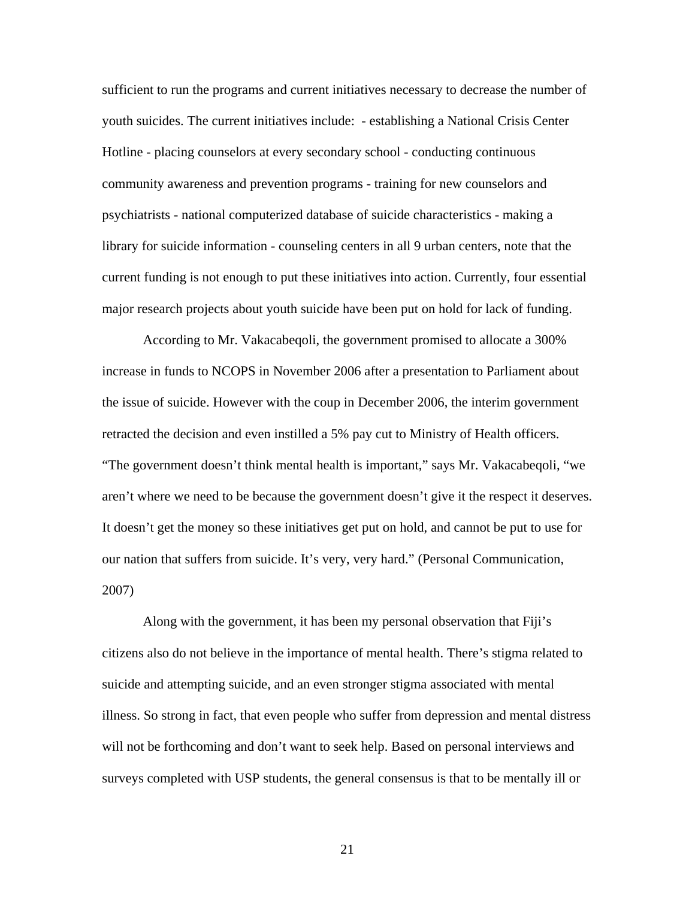sufficient to run the programs and current initiatives necessary to decrease the number of youth suicides. The current initiatives include:  - establishing a National Crisis Center Hotline - placing counselors at every secondary school - conducting continuous community awareness and prevention programs - training for new counselors and psychiatrists - national computerized database of suicide characteristics - making a library for suicide information - counseling centers in all 9 urban centers, note that the current funding is not enough to put these initiatives into action. Currently, four essential major research projects about youth suicide have been put on hold for lack of funding.

According to Mr. Vakacabeqoli, the government promised to allocate a 300% increase in funds to NCOPS in November 2006 after a presentation to Parliament about the issue of suicide. However with the coup in December 2006, the interim government retracted the decision and even instilled a 5% pay cut to Ministry of Health officers. "The government doesn't think mental health is important," says Mr. Vakacabeqoli, "we aren't where we need to be because the government doesn't give it the respect it deserves. It doesn't get the money so these initiatives get put on hold, and cannot be put to use for our nation that suffers from suicide. It's very, very hard." (Personal Communication, 2007)

Along with the government, it has been my personal observation that Fiji's citizens also do not believe in the importance of mental health. There's stigma related to suicide and attempting suicide, and an even stronger stigma associated with mental illness. So strong in fact, that even people who suffer from depression and mental distress will not be forthcoming and don't want to seek help. Based on personal interviews and surveys completed with USP students, the general consensus is that to be mentally ill or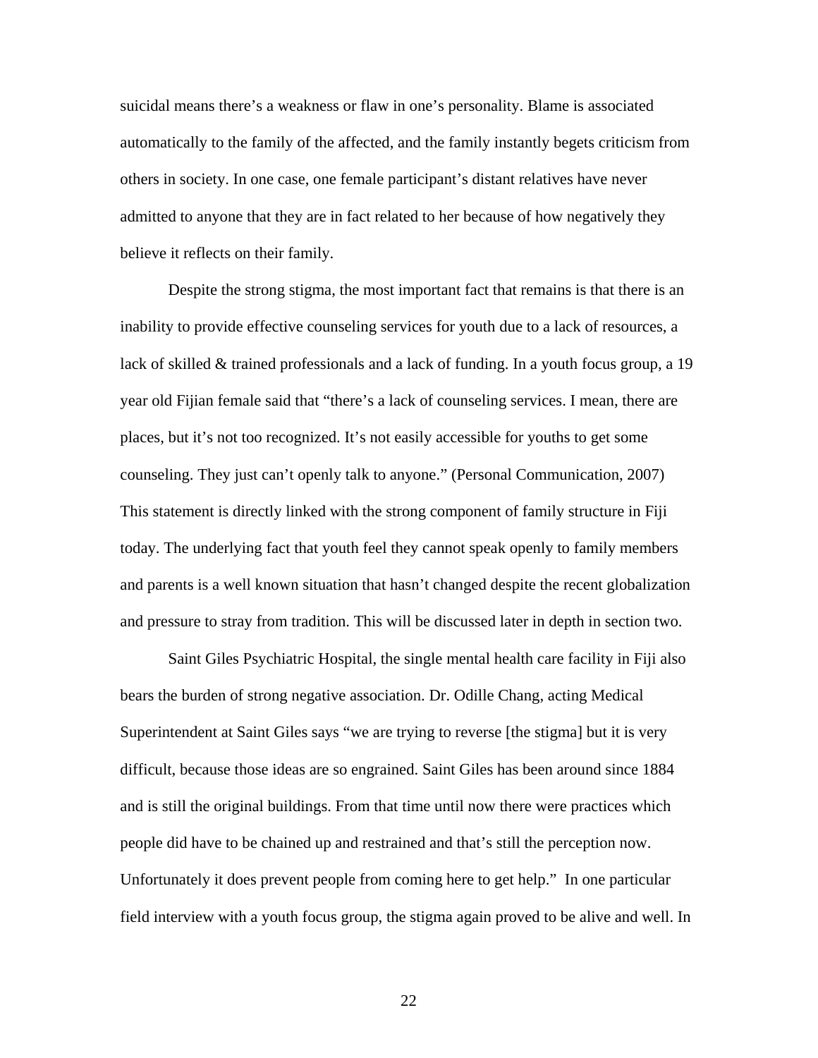suicidal means there's a weakness or flaw in one's personality. Blame is associated automatically to the family of the affected, and the family instantly begets criticism from others in society. In one case, one female participant's distant relatives have never admitted to anyone that they are in fact related to her because of how negatively they believe it reflects on their family.

Despite the strong stigma, the most important fact that remains is that there is an inability to provide effective counseling services for youth due to a lack of resources, a lack of skilled & trained professionals and a lack of funding. In a youth focus group, a 19 year old Fijian female said that "there's a lack of counseling services. I mean, there are places, but it's not too recognized. It's not easily accessible for youths to get some counseling. They just can't openly talk to anyone." (Personal Communication, 2007) This statement is directly linked with the strong component of family structure in Fiji today. The underlying fact that youth feel they cannot speak openly to family members and parents is a well known situation that hasn't changed despite the recent globalization and pressure to stray from tradition. This will be discussed later in depth in section two.

Saint Giles Psychiatric Hospital, the single mental health care facility in Fiji also bears the burden of strong negative association. Dr. Odille Chang, acting Medical Superintendent at Saint Giles says "we are trying to reverse [the stigma] but it is very difficult, because those ideas are so engrained. Saint Giles has been around since 1884 and is still the original buildings. From that time until now there were practices which people did have to be chained up and restrained and that's still the perception now. Unfortunately it does prevent people from coming here to get help." In one particular field interview with a youth focus group, the stigma again proved to be alive and well. In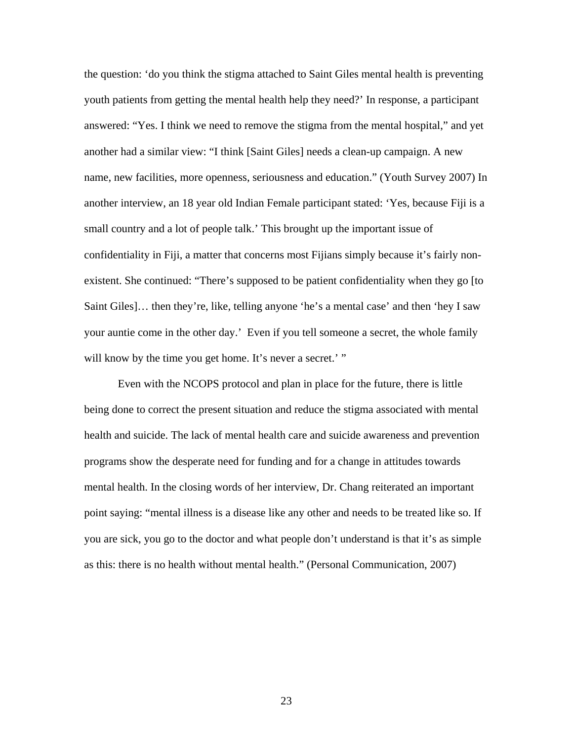the question: 'do you think the stigma attached to Saint Giles mental health is preventing youth patients from getting the mental health help they need?' In response, a participant answered: "Yes. I think we need to remove the stigma from the mental hospital," and yet another had a similar view: "I think [Saint Giles] needs a clean-up campaign. A new name, new facilities, more openness, seriousness and education." (Youth Survey 2007) In another interview, an 18 year old Indian Female participant stated: 'Yes, because Fiji is a small country and a lot of people talk.' This brought up the important issue of confidentiality in Fiji, a matter that concerns most Fijians simply because it's fairly non-existent. She continued: "There's supposed to be patient confidentiality when they go [to Saint Giles]… then they're, like, telling anyone 'he's a mental case' and then 'hey I saw your auntie come in the other day.' Even if you tell someone a secret, the whole family will know by the time you get home. It's never a secret.' "

Even with the NCOPS protocol and plan in place for the future, there is little being done to correct the present situation and reduce the stigma associated with mental health and suicide. The lack of mental health care and suicide awareness and prevention programs show the desperate need for funding and for a change in attitudes towards mental health. In the closing words of her interview, Dr. Chang reiterated an important point saying: "mental illness is a disease like any other and needs to be treated like so. If you are sick, you go to the doctor and what people don't understand is that it's as simple as this: there is no health without mental health." (Personal Communication, 2007)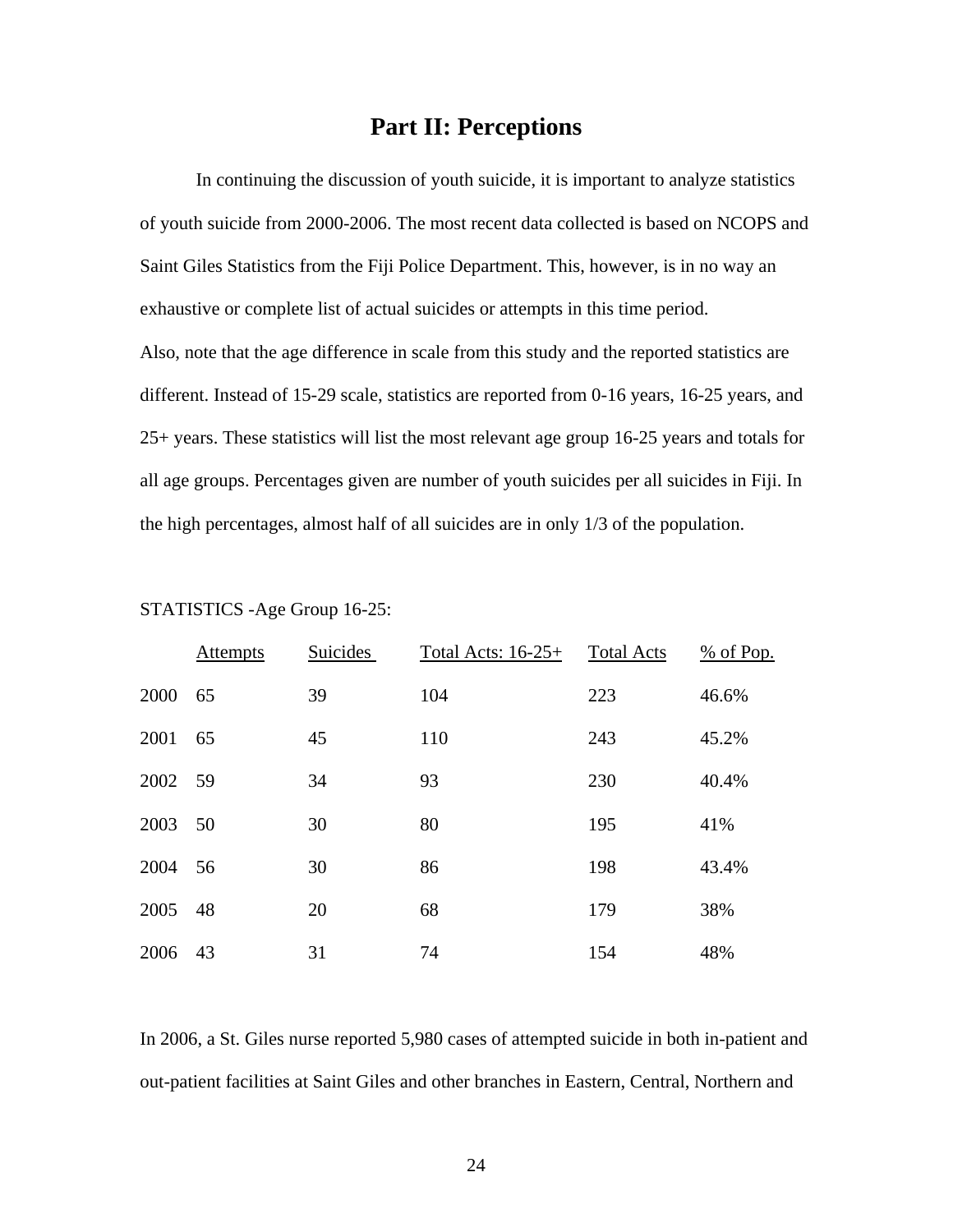## Part II: Perceptions

In continuing the discussion of youth suicide, it is important to analyze statistics of youth suicide from 2000-2006. The most recent data collected is based on NCOPS and Saint Giles Statistics from the Fiji Police Department. This, however, is in no way an exhaustive or complete list of actual suicides or attempts in this time period.
Also, note that the age difference in scale from this study and the reported statistics are different. Instead of 15-29 scale, statistics are reported from 0-16 years, 16-25 years, and 25+ years. These statistics will list the most relevant age group 16-25 years and totals for all age groups. Percentages given are number of youth suicides per all suicides in Fiji. In the high percentages, almost half of all suicides are in only 1/3 of the population.

STATISTICS -Age Group 16-25:

| | Attempts | Suicides | Total Acts: 16-25+ | Total Acts | % of Pop. |
|---|---|---|---|---|---|
| 2000 | 65 | 39 | 104 | 223 | 46.6% |
| 2001 | 65 | 45 | 110 | 243 | 45.2% |
| 2002 | 59 | 34 | 93 | 230 | 40.4% |
| 2003 | 50 | 30 | 80 | 195 | 41% |
| 2004 | 56 | 30 | 86 | 198 | 43.4% |
| 2005 | 48 | 20 | 68 | 179 | 38% |
| 2006 | 43 | 31 | 74 | 154 | 48% |

In 2006, a St. Giles nurse reported 5,980 cases of attempted suicide in both in-patient and out-patient facilities at Saint Giles and other branches in Eastern, Central, Northern and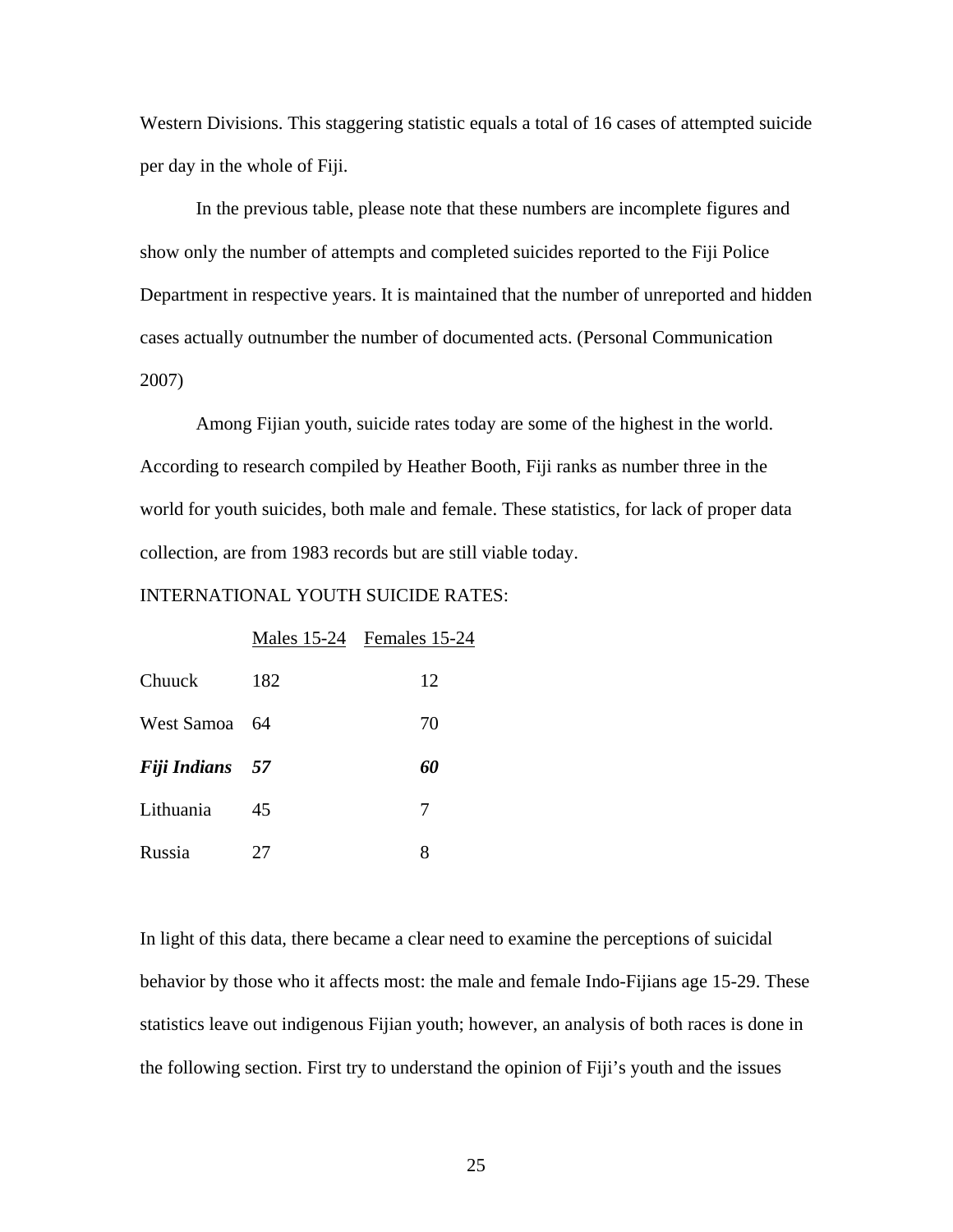Western Divisions. This staggering statistic equals a total of 16 cases of attempted suicide per day in the whole of Fiji.

In the previous table, please note that these numbers are incomplete figures and show only the number of attempts and completed suicides reported to the Fiji Police Department in respective years. It is maintained that the number of unreported and hidden cases actually outnumber the number of documented acts. (Personal Communication 2007)

Among Fijian youth, suicide rates today are some of the highest in the world. According to research compiled by Heather Booth, Fiji ranks as number three in the world for youth suicides, both male and female. These statistics, for lack of proper data collection, are from 1983 records but are still viable today.

INTERNATIONAL YOUTH SUICIDE RATES:

| | Males 15-24 | Females 15-24 |
|---|---|---|
| Chuuck | 182 | 12 |
| West Samoa | 64 | 70 |
| ***Fiji Indians*** | ***57*** | ***60*** |
| Lithuania | 45 | 7 |
| Russia | 27 | 8 |

In light of this data, there became a clear need to examine the perceptions of suicidal behavior by those who it affects most: the male and female Indo-Fijians age 15-29. These statistics leave out indigenous Fijian youth; however, an analysis of both races is done in the following section. First try to understand the opinion of Fiji's youth and the issues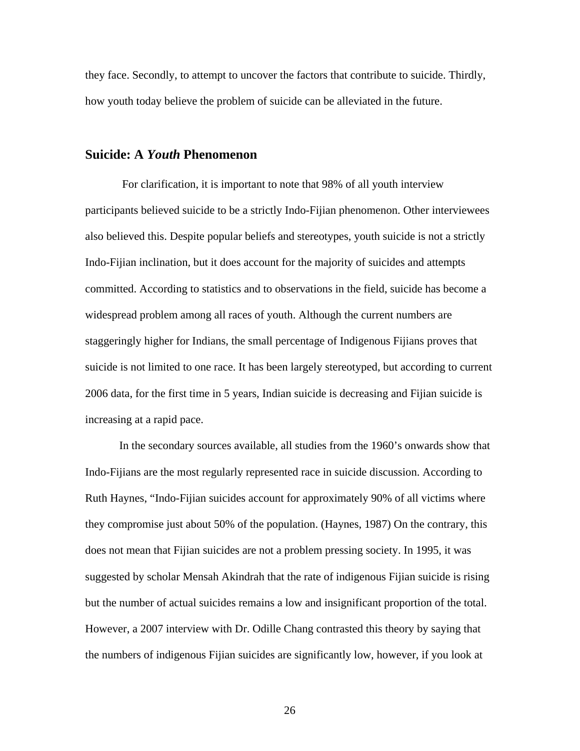they face. Secondly, to attempt to uncover the factors that contribute to suicide. Thirdly, how youth today believe the problem of suicide can be alleviated in the future.

## Suicide: A *Youth* Phenomenon

For clarification, it is important to note that 98% of all youth interview participants believed suicide to be a strictly Indo-Fijian phenomenon. Other interviewees also believed this. Despite popular beliefs and stereotypes, youth suicide is not a strictly Indo-Fijian inclination, but it does account for the majority of suicides and attempts committed. According to statistics and to observations in the field, suicide has become a widespread problem among all races of youth. Although the current numbers are staggeringly higher for Indians, the small percentage of Indigenous Fijians proves that suicide is not limited to one race. It has been largely stereotyped, but according to current 2006 data, for the first time in 5 years, Indian suicide is decreasing and Fijian suicide is increasing at a rapid pace.

In the secondary sources available, all studies from the 1960's onwards show that Indo-Fijians are the most regularly represented race in suicide discussion. According to Ruth Haynes, "Indo-Fijian suicides account for approximately 90% of all victims where they compromise just about 50% of the population. (Haynes, 1987) On the contrary, this does not mean that Fijian suicides are not a problem pressing society. In 1995, it was suggested by scholar Mensah Akindrah that the rate of indigenous Fijian suicide is rising but the number of actual suicides remains a low and insignificant proportion of the total. However, a 2007 interview with Dr. Odille Chang contrasted this theory by saying that the numbers of indigenous Fijian suicides are significantly low, however, if you look at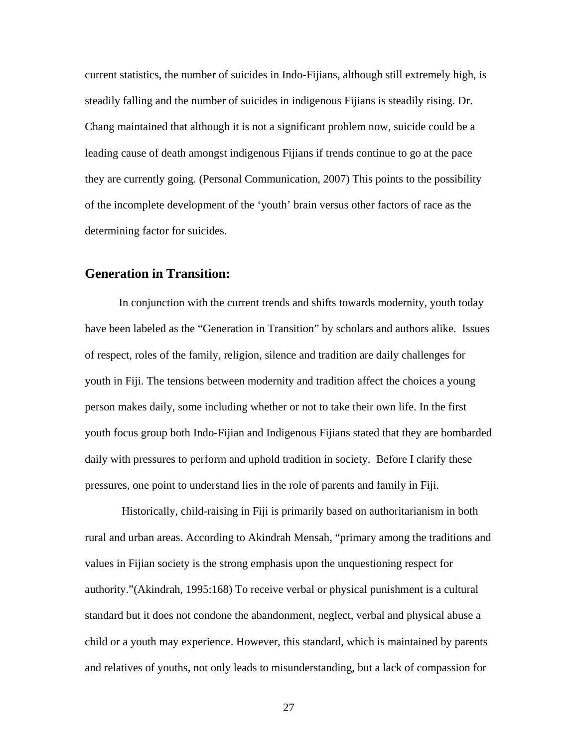current statistics, the number of suicides in Indo-Fijians, although still extremely high, is steadily falling and the number of suicides in indigenous Fijians is steadily rising. Dr. Chang maintained that although it is not a significant problem now, suicide could be a leading cause of death amongst indigenous Fijians if trends continue to go at the pace they are currently going. (Personal Communication, 2007) This points to the possibility of the incomplete development of the 'youth' brain versus other factors of race as the determining factor for suicides.

## Generation in Transition:

In conjunction with the current trends and shifts towards modernity, youth today have been labeled as the "Generation in Transition" by scholars and authors alike. Issues of respect, roles of the family, religion, silence and tradition are daily challenges for youth in Fiji. The tensions between modernity and tradition affect the choices a young person makes daily, some including whether or not to take their own life. In the first youth focus group both Indo-Fijian and Indigenous Fijians stated that they are bombarded daily with pressures to perform and uphold tradition in society. Before I clarify these pressures, one point to understand lies in the role of parents and family in Fiji.

Historically, child-raising in Fiji is primarily based on authoritarianism in both rural and urban areas. According to Akindrah Mensah, "primary among the traditions and values in Fijian society is the strong emphasis upon the unquestioning respect for authority."(Akindrah, 1995:168) To receive verbal or physical punishment is a cultural standard but it does not condone the abandonment, neglect, verbal and physical abuse a child or a youth may experience. However, this standard, which is maintained by parents and relatives of youths, not only leads to misunderstanding, but a lack of compassion for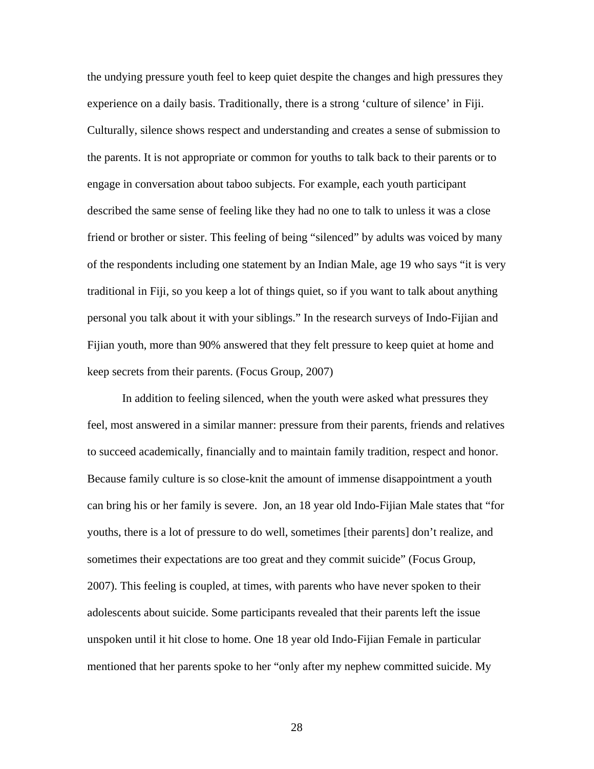the undying pressure youth feel to keep quiet despite the changes and high pressures they experience on a daily basis. Traditionally, there is a strong 'culture of silence' in Fiji. Culturally, silence shows respect and understanding and creates a sense of submission to the parents. It is not appropriate or common for youths to talk back to their parents or to engage in conversation about taboo subjects. For example, each youth participant described the same sense of feeling like they had no one to talk to unless it was a close friend or brother or sister. This feeling of being "silenced" by adults was voiced by many of the respondents including one statement by an Indian Male, age 19 who says "it is very traditional in Fiji, so you keep a lot of things quiet, so if you want to talk about anything personal you talk about it with your siblings." In the research surveys of Indo-Fijian and Fijian youth, more than 90% answered that they felt pressure to keep quiet at home and keep secrets from their parents. (Focus Group, 2007)

In addition to feeling silenced, when the youth were asked what pressures they feel, most answered in a similar manner: pressure from their parents, friends and relatives to succeed academically, financially and to maintain family tradition, respect and honor. Because family culture is so close-knit the amount of immense disappointment a youth can bring his or her family is severe. Jon, an 18 year old Indo-Fijian Male states that "for youths, there is a lot of pressure to do well, sometimes [their parents] don't realize, and sometimes their expectations are too great and they commit suicide" (Focus Group, 2007). This feeling is coupled, at times, with parents who have never spoken to their adolescents about suicide. Some participants revealed that their parents left the issue unspoken until it hit close to home. One 18 year old Indo-Fijian Female in particular mentioned that her parents spoke to her "only after my nephew committed suicide. My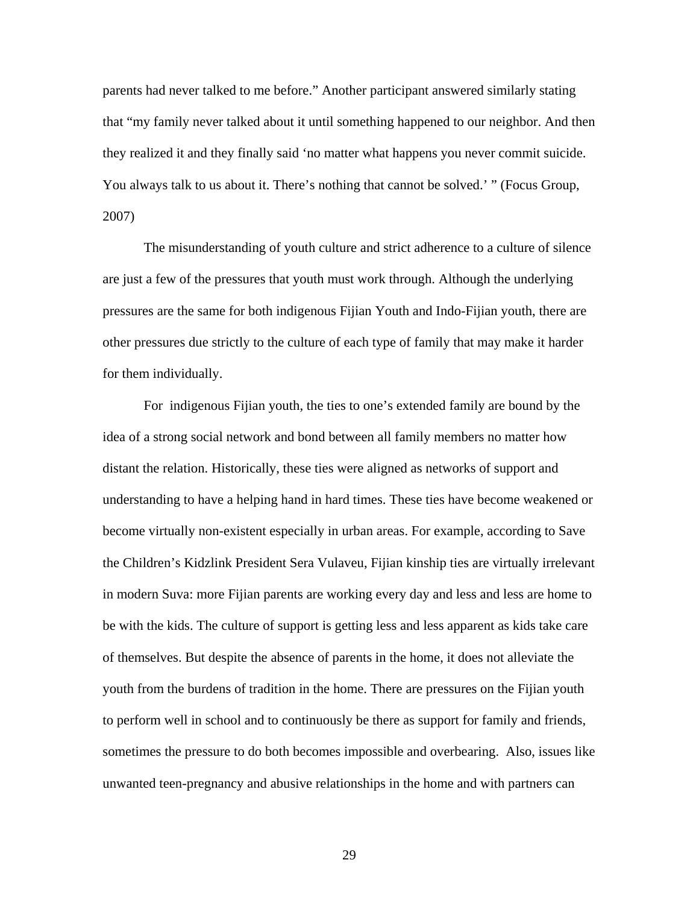parents had never talked to me before." Another participant answered similarly stating that "my family never talked about it until something happened to our neighbor. And then they realized it and they finally said 'no matter what happens you never commit suicide. You always talk to us about it. There's nothing that cannot be solved.' " (Focus Group, 2007)

The misunderstanding of youth culture and strict adherence to a culture of silence are just a few of the pressures that youth must work through. Although the underlying pressures are the same for both indigenous Fijian Youth and Indo-Fijian youth, there are other pressures due strictly to the culture of each type of family that may make it harder for them individually.

For indigenous Fijian youth, the ties to one's extended family are bound by the idea of a strong social network and bond between all family members no matter how distant the relation. Historically, these ties were aligned as networks of support and understanding to have a helping hand in hard times. These ties have become weakened or become virtually non-existent especially in urban areas. For example, according to Save the Children's Kidzlink President Sera Vulaveu, Fijian kinship ties are virtually irrelevant in modern Suva: more Fijian parents are working every day and less and less are home to be with the kids. The culture of support is getting less and less apparent as kids take care of themselves. But despite the absence of parents in the home, it does not alleviate the youth from the burdens of tradition in the home. There are pressures on the Fijian youth to perform well in school and to continuously be there as support for family and friends, sometimes the pressure to do both becomes impossible and overbearing. Also, issues like unwanted teen-pregnancy and abusive relationships in the home and with partners can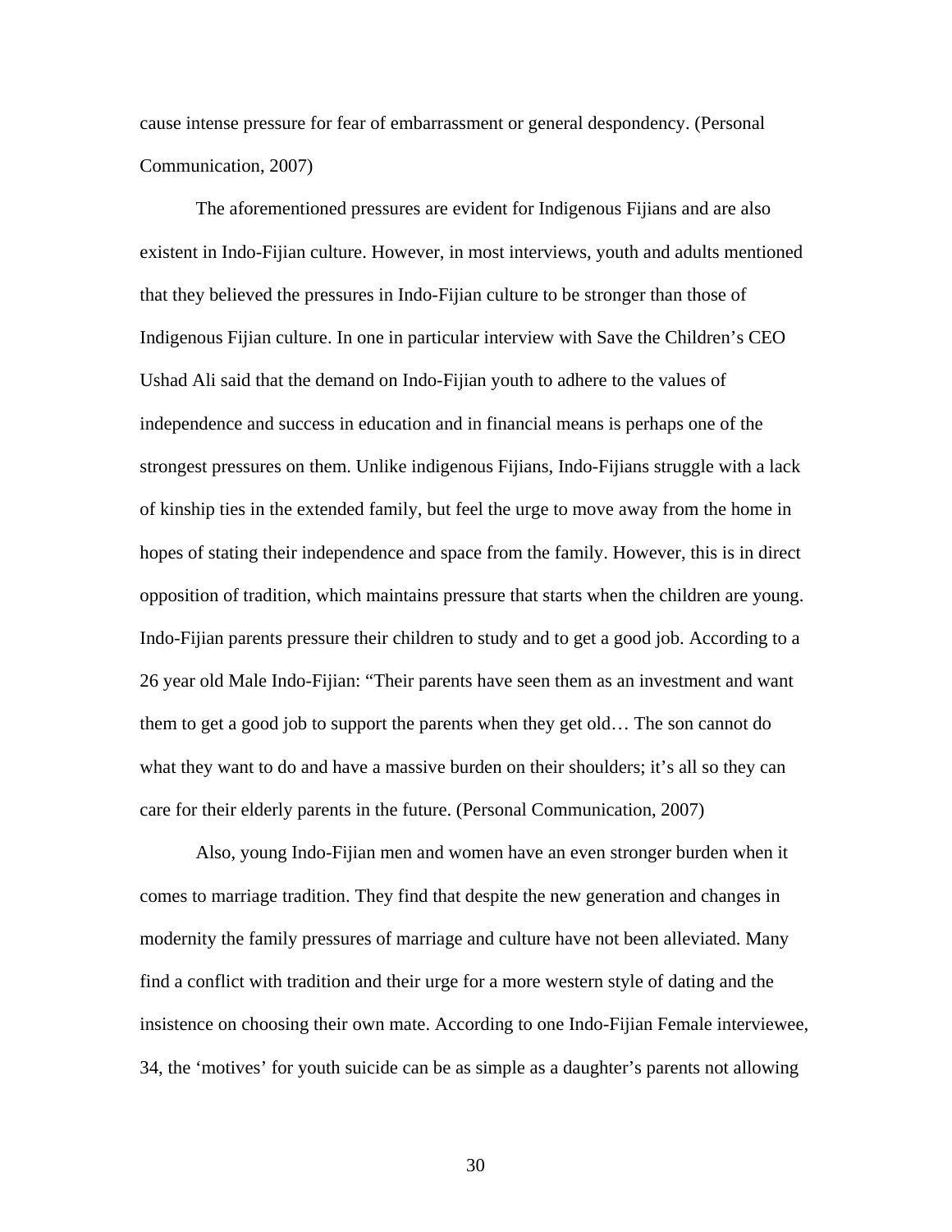cause intense pressure for fear of embarrassment or general despondency. (Personal Communication, 2007)

The aforementioned pressures are evident for Indigenous Fijians and are also existent in Indo-Fijian culture. However, in most interviews, youth and adults mentioned that they believed the pressures in Indo-Fijian culture to be stronger than those of Indigenous Fijian culture. In one in particular interview with Save the Children's CEO Ushad Ali said that the demand on Indo-Fijian youth to adhere to the values of independence and success in education and in financial means is perhaps one of the strongest pressures on them. Unlike indigenous Fijians, Indo-Fijians struggle with a lack of kinship ties in the extended family, but feel the urge to move away from the home in hopes of stating their independence and space from the family. However, this is in direct opposition of tradition, which maintains pressure that starts when the children are young. Indo-Fijian parents pressure their children to study and to get a good job. According to a 26 year old Male Indo-Fijian: "Their parents have seen them as an investment and want them to get a good job to support the parents when they get old… The son cannot do what they want to do and have a massive burden on their shoulders; it's all so they can care for their elderly parents in the future. (Personal Communication, 2007)

Also, young Indo-Fijian men and women have an even stronger burden when it comes to marriage tradition. They find that despite the new generation and changes in modernity the family pressures of marriage and culture have not been alleviated. Many find a conflict with tradition and their urge for a more western style of dating and the insistence on choosing their own mate. According to one Indo-Fijian Female interviewee, 34, the 'motives' for youth suicide can be as simple as a daughter's parents not allowing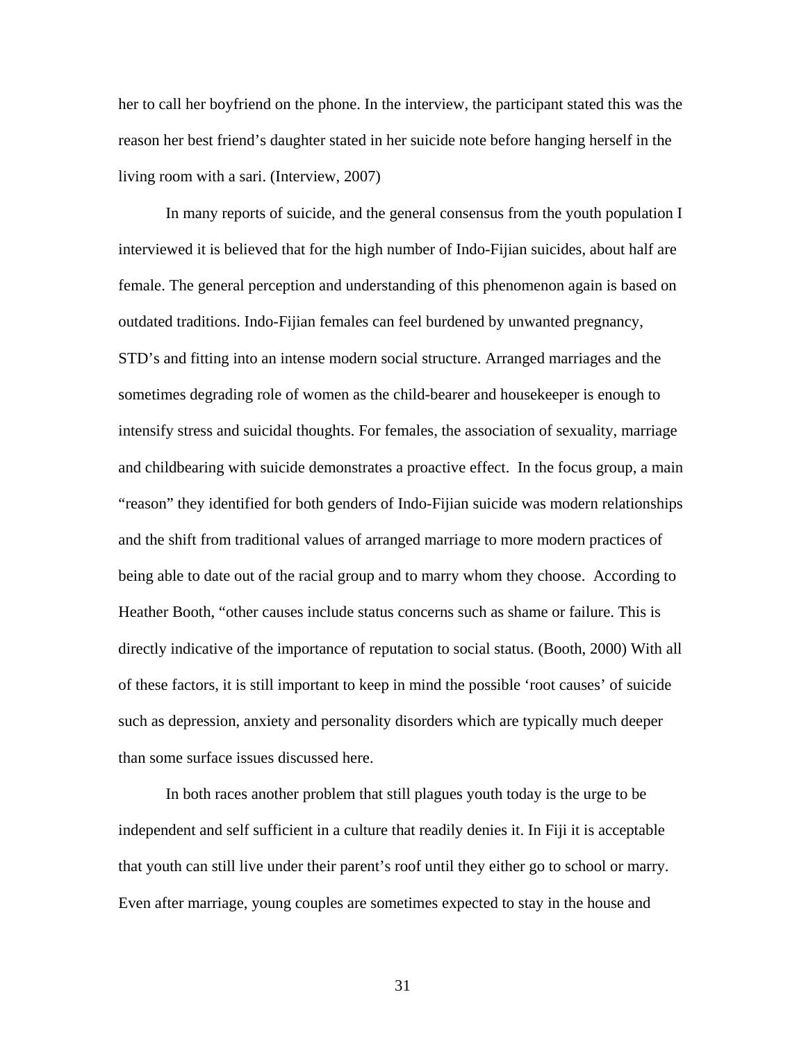her to call her boyfriend on the phone. In the interview, the participant stated this was the reason her best friend's daughter stated in her suicide note before hanging herself in the living room with a sari. (Interview, 2007)

In many reports of suicide, and the general consensus from the youth population I interviewed it is believed that for the high number of Indo-Fijian suicides, about half are female. The general perception and understanding of this phenomenon again is based on outdated traditions. Indo-Fijian females can feel burdened by unwanted pregnancy, STD's and fitting into an intense modern social structure. Arranged marriages and the sometimes degrading role of women as the child-bearer and housekeeper is enough to intensify stress and suicidal thoughts. For females, the association of sexuality, marriage and childbearing with suicide demonstrates a proactive effect.  In the focus group, a main "reason" they identified for both genders of Indo-Fijian suicide was modern relationships and the shift from traditional values of arranged marriage to more modern practices of being able to date out of the racial group and to marry whom they choose.  According to Heather Booth, "other causes include status concerns such as shame or failure. This is directly indicative of the importance of reputation to social status. (Booth, 2000) With all of these factors, it is still important to keep in mind the possible 'root causes' of suicide such as depression, anxiety and personality disorders which are typically much deeper than some surface issues discussed here.

In both races another problem that still plagues youth today is the urge to be independent and self sufficient in a culture that readily denies it. In Fiji it is acceptable that youth can still live under their parent's roof until they either go to school or marry. Even after marriage, young couples are sometimes expected to stay in the house and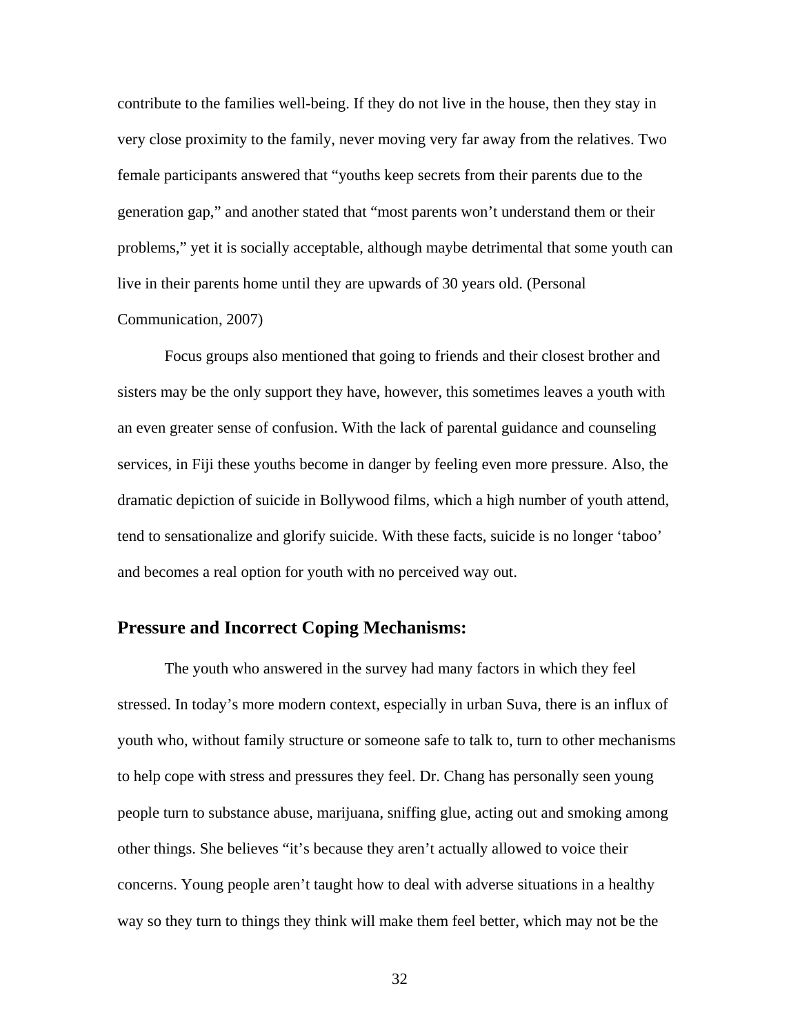contribute to the families well-being. If they do not live in the house, then they stay in very close proximity to the family, never moving very far away from the relatives. Two female participants answered that "youths keep secrets from their parents due to the generation gap," and another stated that "most parents won't understand them or their problems," yet it is socially acceptable, although maybe detrimental that some youth can live in their parents home until they are upwards of 30 years old. (Personal Communication, 2007)

Focus groups also mentioned that going to friends and their closest brother and sisters may be the only support they have, however, this sometimes leaves a youth with an even greater sense of confusion. With the lack of parental guidance and counseling services, in Fiji these youths become in danger by feeling even more pressure. Also, the dramatic depiction of suicide in Bollywood films, which a high number of youth attend, tend to sensationalize and glorify suicide. With these facts, suicide is no longer 'taboo' and becomes a real option for youth with no perceived way out.

## Pressure and Incorrect Coping Mechanisms:

The youth who answered in the survey had many factors in which they feel stressed. In today's more modern context, especially in urban Suva, there is an influx of youth who, without family structure or someone safe to talk to, turn to other mechanisms to help cope with stress and pressures they feel. Dr. Chang has personally seen young people turn to substance abuse, marijuana, sniffing glue, acting out and smoking among other things. She believes "it's because they aren't actually allowed to voice their concerns. Young people aren't taught how to deal with adverse situations in a healthy way so they turn to things they think will make them feel better, which may not be the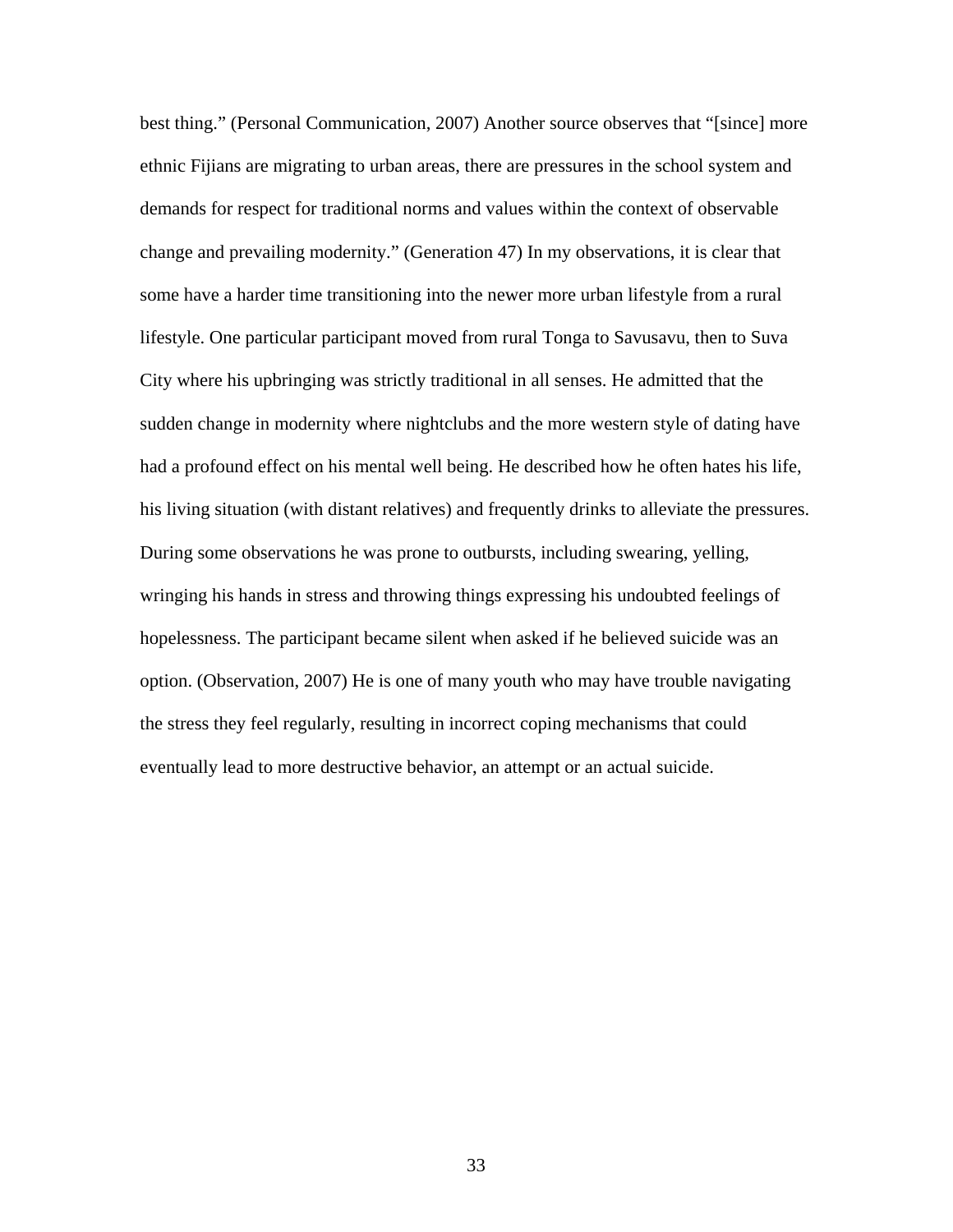best thing." (Personal Communication, 2007) Another source observes that "[since] more ethnic Fijians are migrating to urban areas, there are pressures in the school system and demands for respect for traditional norms and values within the context of observable change and prevailing modernity." (Generation 47) In my observations, it is clear that some have a harder time transitioning into the newer more urban lifestyle from a rural lifestyle. One particular participant moved from rural Tonga to Savusavu, then to Suva City where his upbringing was strictly traditional in all senses. He admitted that the sudden change in modernity where nightclubs and the more western style of dating have had a profound effect on his mental well being. He described how he often hates his life, his living situation (with distant relatives) and frequently drinks to alleviate the pressures. During some observations he was prone to outbursts, including swearing, yelling, wringing his hands in stress and throwing things expressing his undoubted feelings of hopelessness. The participant became silent when asked if he believed suicide was an option. (Observation, 2007) He is one of many youth who may have trouble navigating the stress they feel regularly, resulting in incorrect coping mechanisms that could eventually lead to more destructive behavior, an attempt or an actual suicide.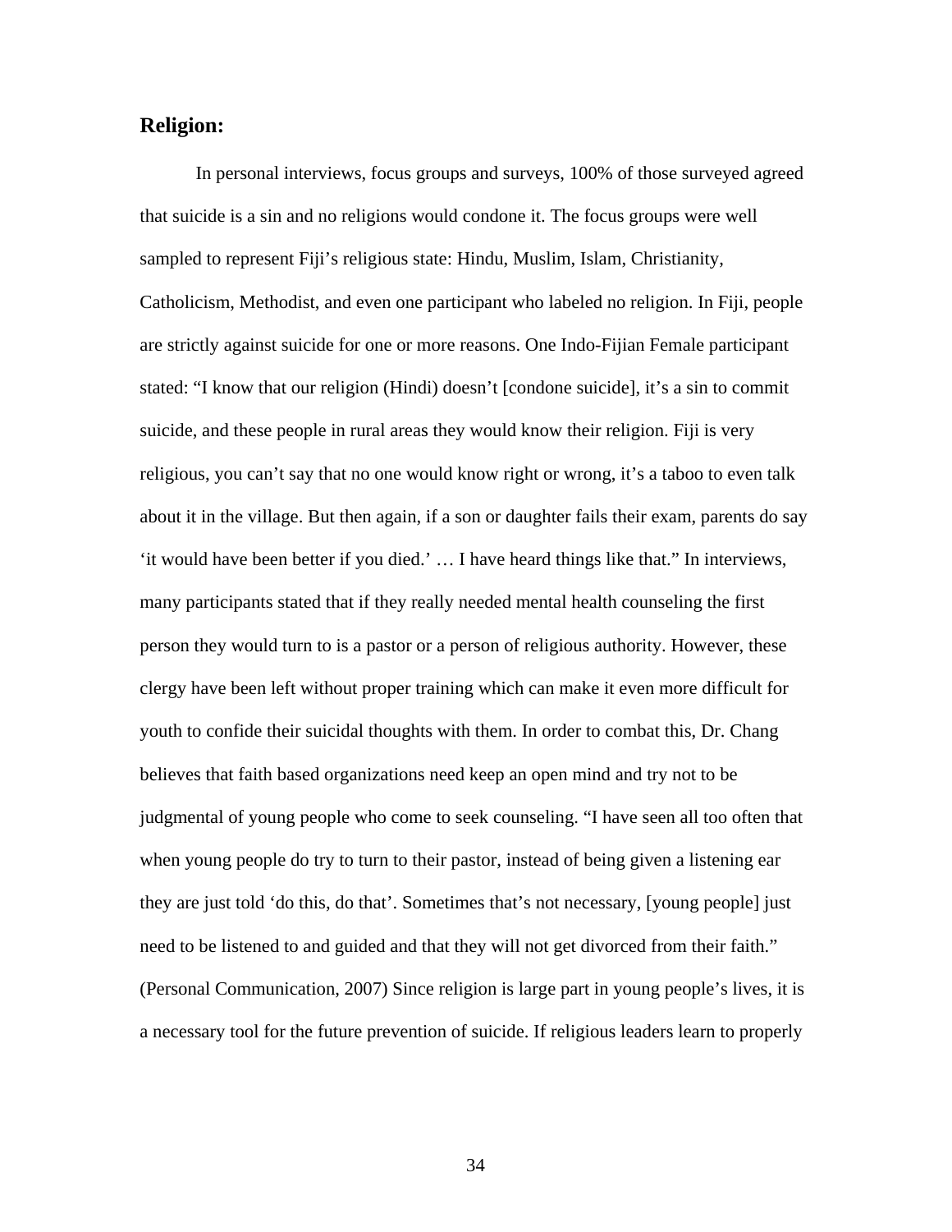## Religion:

In personal interviews, focus groups and surveys, 100% of those surveyed agreed that suicide is a sin and no religions would condone it. The focus groups were well sampled to represent Fiji's religious state: Hindu, Muslim, Islam, Christianity, Catholicism, Methodist, and even one participant who labeled no religion. In Fiji, people are strictly against suicide for one or more reasons. One Indo-Fijian Female participant stated: "I know that our religion (Hindi) doesn't [condone suicide], it's a sin to commit suicide, and these people in rural areas they would know their religion. Fiji is very religious, you can't say that no one would know right or wrong, it's a taboo to even talk about it in the village. But then again, if a son or daughter fails their exam, parents do say 'it would have been better if you died.' … I have heard things like that." In interviews, many participants stated that if they really needed mental health counseling the first person they would turn to is a pastor or a person of religious authority. However, these clergy have been left without proper training which can make it even more difficult for youth to confide their suicidal thoughts with them. In order to combat this, Dr. Chang believes that faith based organizations need keep an open mind and try not to be judgmental of young people who come to seek counseling. "I have seen all too often that when young people do try to turn to their pastor, instead of being given a listening ear they are just told 'do this, do that'. Sometimes that's not necessary, [young people] just need to be listened to and guided and that they will not get divorced from their faith." (Personal Communication, 2007) Since religion is large part in young people's lives, it is a necessary tool for the future prevention of suicide. If religious leaders learn to properly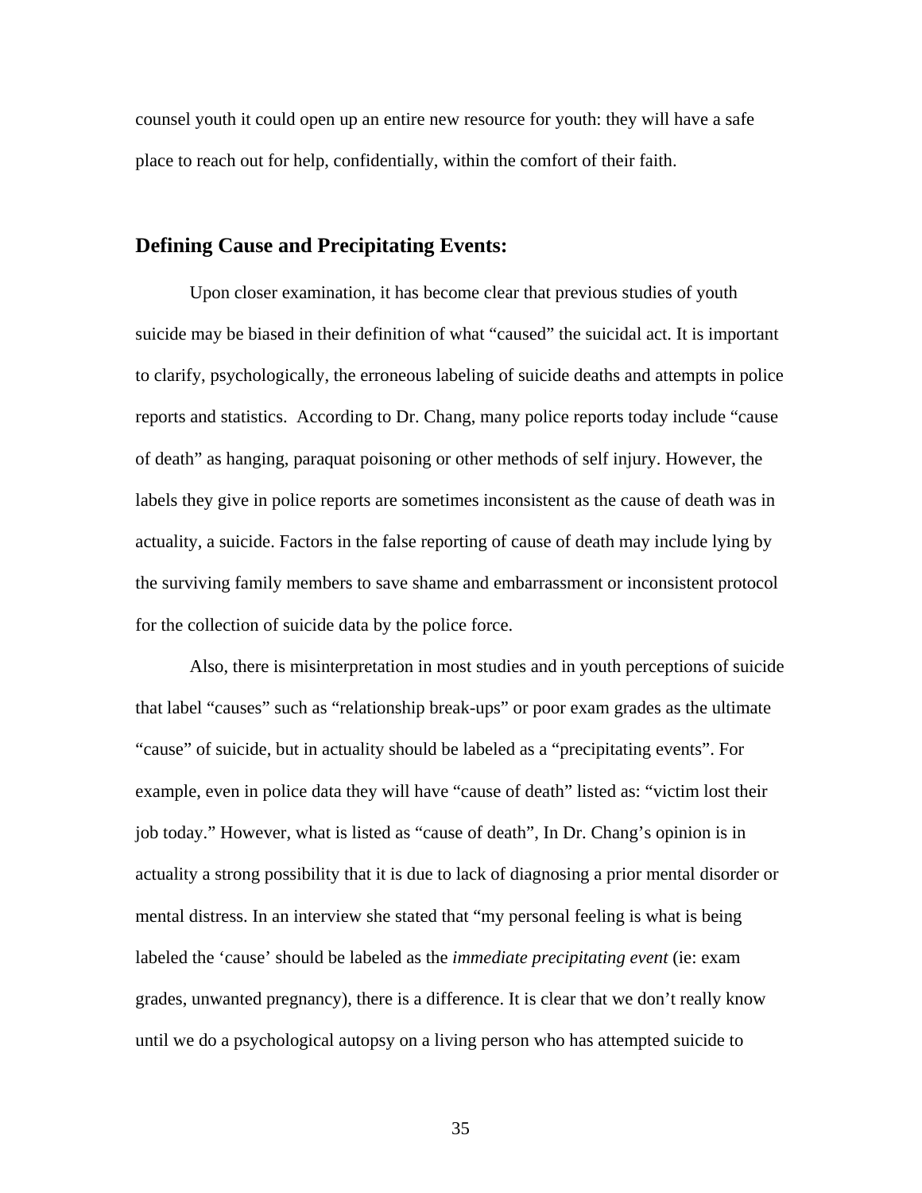counsel youth it could open up an entire new resource for youth: they will have a safe place to reach out for help, confidentially, within the comfort of their faith.

## Defining Cause and Precipitating Events:

Upon closer examination, it has become clear that previous studies of youth suicide may be biased in their definition of what "caused" the suicidal act. It is important to clarify, psychologically, the erroneous labeling of suicide deaths and attempts in police reports and statistics.  According to Dr. Chang, many police reports today include "cause of death" as hanging, paraquat poisoning or other methods of self injury. However, the labels they give in police reports are sometimes inconsistent as the cause of death was in actuality, a suicide. Factors in the false reporting of cause of death may include lying by the surviving family members to save shame and embarrassment or inconsistent protocol for the collection of suicide data by the police force.

Also, there is misinterpretation in most studies and in youth perceptions of suicide that label "causes" such as "relationship break-ups" or poor exam grades as the ultimate "cause" of suicide, but in actuality should be labeled as a "precipitating events". For example, even in police data they will have "cause of death" listed as: "victim lost their job today." However, what is listed as "cause of death", In Dr. Chang's opinion is in actuality a strong possibility that it is due to lack of diagnosing a prior mental disorder or mental distress. In an interview she stated that "my personal feeling is what is being labeled the 'cause' should be labeled as the *immediate precipitating event* (ie: exam grades, unwanted pregnancy), there is a difference. It is clear that we don't really know until we do a psychological autopsy on a living person who has attempted suicide to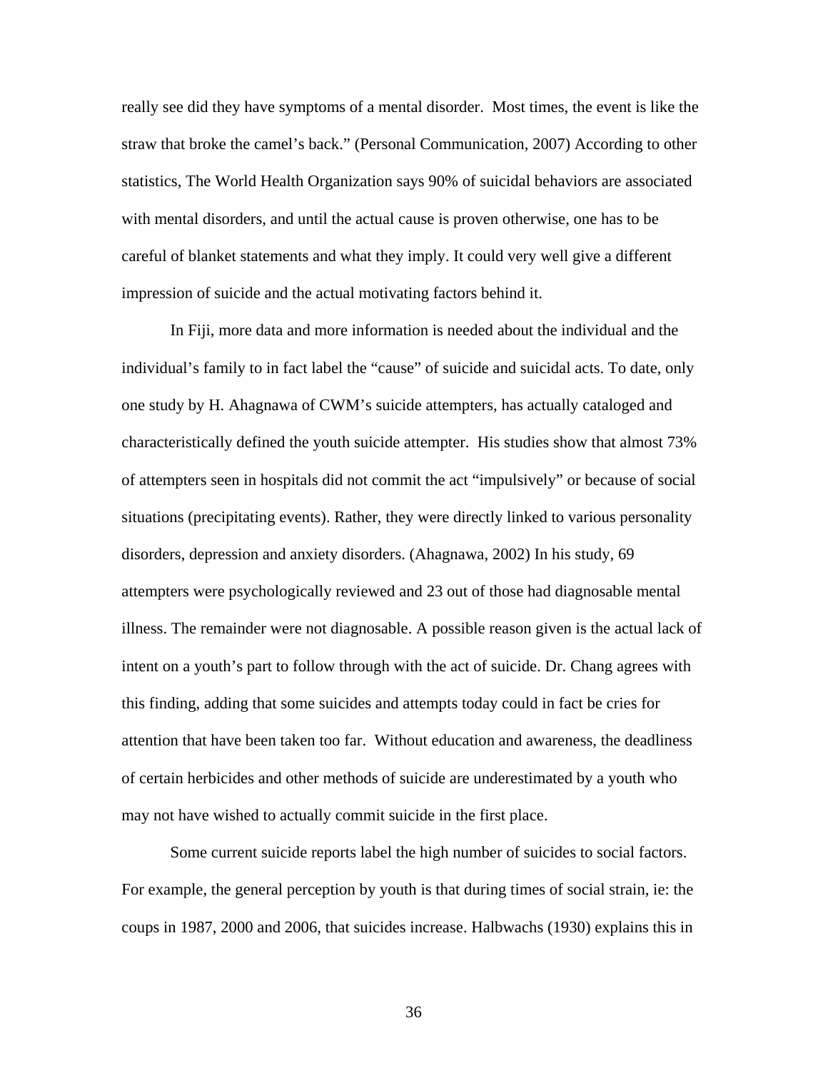really see did they have symptoms of a mental disorder. Most times, the event is like the straw that broke the camel's back." (Personal Communication, 2007) According to other statistics, The World Health Organization says 90% of suicidal behaviors are associated with mental disorders, and until the actual cause is proven otherwise, one has to be careful of blanket statements and what they imply. It could very well give a different impression of suicide and the actual motivating factors behind it.

In Fiji, more data and more information is needed about the individual and the individual's family to in fact label the "cause" of suicide and suicidal acts. To date, only one study by H. Ahagnawa of CWM's suicide attempters, has actually cataloged and characteristically defined the youth suicide attempter. His studies show that almost 73% of attempters seen in hospitals did not commit the act "impulsively" or because of social situations (precipitating events). Rather, they were directly linked to various personality disorders, depression and anxiety disorders. (Ahagnawa, 2002) In his study, 69 attempters were psychologically reviewed and 23 out of those had diagnosable mental illness. The remainder were not diagnosable. A possible reason given is the actual lack of intent on a youth's part to follow through with the act of suicide. Dr. Chang agrees with this finding, adding that some suicides and attempts today could in fact be cries for attention that have been taken too far. Without education and awareness, the deadliness of certain herbicides and other methods of suicide are underestimated by a youth who may not have wished to actually commit suicide in the first place.

Some current suicide reports label the high number of suicides to social factors. For example, the general perception by youth is that during times of social strain, ie: the coups in 1987, 2000 and 2006, that suicides increase. Halbwachs (1930) explains this in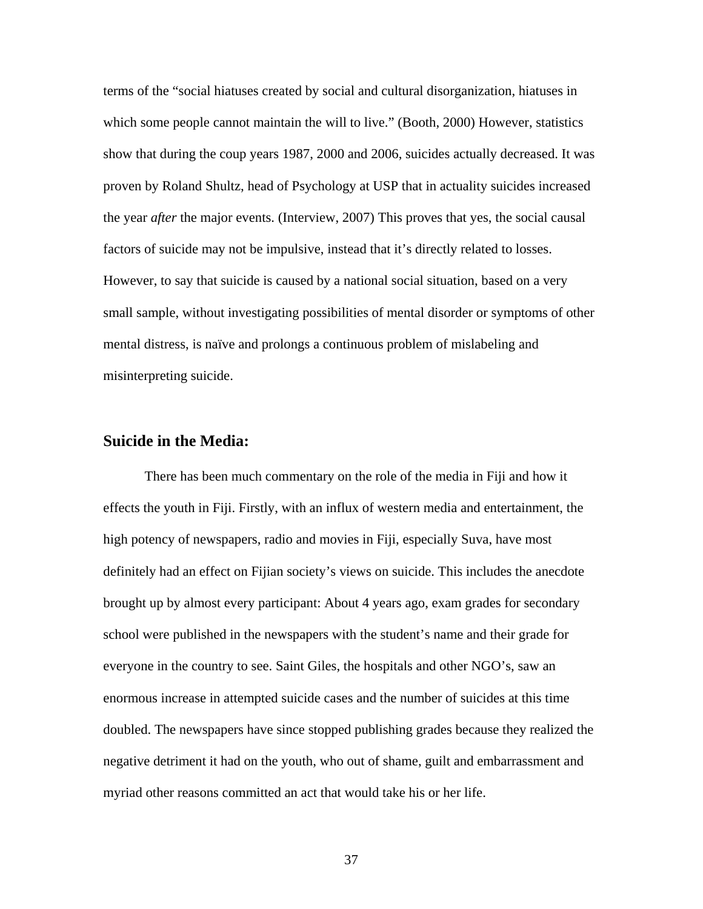terms of the "social hiatuses created by social and cultural disorganization, hiatuses in which some people cannot maintain the will to live." (Booth, 2000) However, statistics show that during the coup years 1987, 2000 and 2006, suicides actually decreased. It was proven by Roland Shultz, head of Psychology at USP that in actuality suicides increased the year *after* the major events. (Interview, 2007) This proves that yes, the social causal factors of suicide may not be impulsive, instead that it's directly related to losses. However, to say that suicide is caused by a national social situation, based on a very small sample, without investigating possibilities of mental disorder or symptoms of other mental distress, is naïve and prolongs a continuous problem of mislabeling and misinterpreting suicide.

## Suicide in the Media:

There has been much commentary on the role of the media in Fiji and how it effects the youth in Fiji. Firstly, with an influx of western media and entertainment, the high potency of newspapers, radio and movies in Fiji, especially Suva, have most definitely had an effect on Fijian society's views on suicide. This includes the anecdote brought up by almost every participant: About 4 years ago, exam grades for secondary school were published in the newspapers with the student's name and their grade for everyone in the country to see. Saint Giles, the hospitals and other NGO's, saw an enormous increase in attempted suicide cases and the number of suicides at this time doubled. The newspapers have since stopped publishing grades because they realized the negative detriment it had on the youth, who out of shame, guilt and embarrassment and myriad other reasons committed an act that would take his or her life.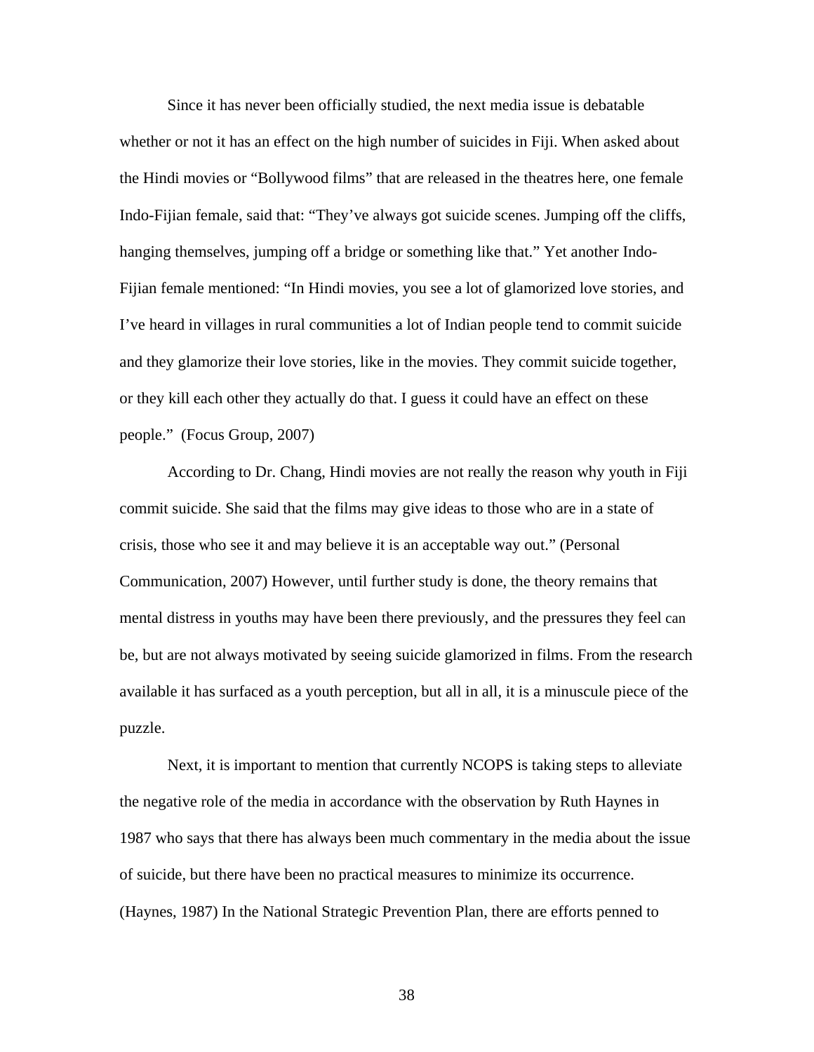Since it has never been officially studied, the next media issue is debatable whether or not it has an effect on the high number of suicides in Fiji. When asked about the Hindi movies or "Bollywood films" that are released in the theatres here, one female Indo-Fijian female, said that: "They've always got suicide scenes. Jumping off the cliffs, hanging themselves, jumping off a bridge or something like that." Yet another Indo-Fijian female mentioned: "In Hindi movies, you see a lot of glamorized love stories, and I've heard in villages in rural communities a lot of Indian people tend to commit suicide and they glamorize their love stories, like in the movies. They commit suicide together, or they kill each other they actually do that. I guess it could have an effect on these people." (Focus Group, 2007)

According to Dr. Chang, Hindi movies are not really the reason why youth in Fiji commit suicide. She said that the films may give ideas to those who are in a state of crisis, those who see it and may believe it is an acceptable way out." (Personal Communication, 2007) However, until further study is done, the theory remains that mental distress in youths may have been there previously, and the pressures they feel can be, but are not always motivated by seeing suicide glamorized in films. From the research available it has surfaced as a youth perception, but all in all, it is a minuscule piece of the puzzle.

Next, it is important to mention that currently NCOPS is taking steps to alleviate the negative role of the media in accordance with the observation by Ruth Haynes in 1987 who says that there has always been much commentary in the media about the issue of suicide, but there have been no practical measures to minimize its occurrence. (Haynes, 1987) In the National Strategic Prevention Plan, there are efforts penned to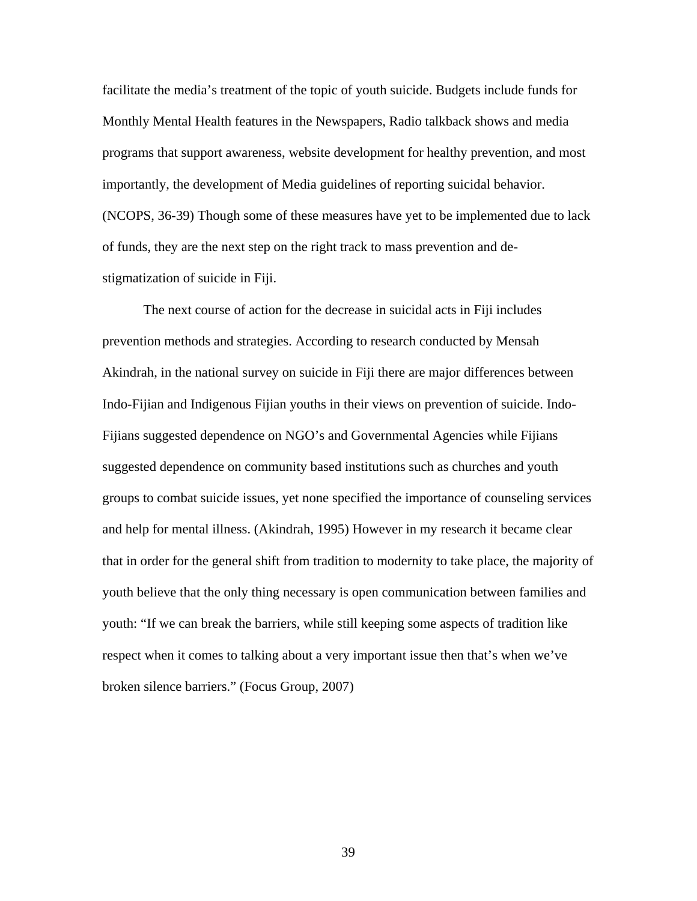facilitate the media's treatment of the topic of youth suicide. Budgets include funds for Monthly Mental Health features in the Newspapers, Radio talkback shows and media programs that support awareness, website development for healthy prevention, and most importantly, the development of Media guidelines of reporting suicidal behavior. (NCOPS, 36-39) Though some of these measures have yet to be implemented due to lack of funds, they are the next step on the right track to mass prevention and de-stigmatization of suicide in Fiji.

The next course of action for the decrease in suicidal acts in Fiji includes prevention methods and strategies. According to research conducted by Mensah Akindrah, in the national survey on suicide in Fiji there are major differences between Indo-Fijian and Indigenous Fijian youths in their views on prevention of suicide. Indo-Fijians suggested dependence on NGO's and Governmental Agencies while Fijians suggested dependence on community based institutions such as churches and youth groups to combat suicide issues, yet none specified the importance of counseling services and help for mental illness. (Akindrah, 1995) However in my research it became clear that in order for the general shift from tradition to modernity to take place, the majority of youth believe that the only thing necessary is open communication between families and youth: "If we can break the barriers, while still keeping some aspects of tradition like respect when it comes to talking about a very important issue then that's when we've broken silence barriers." (Focus Group, 2007)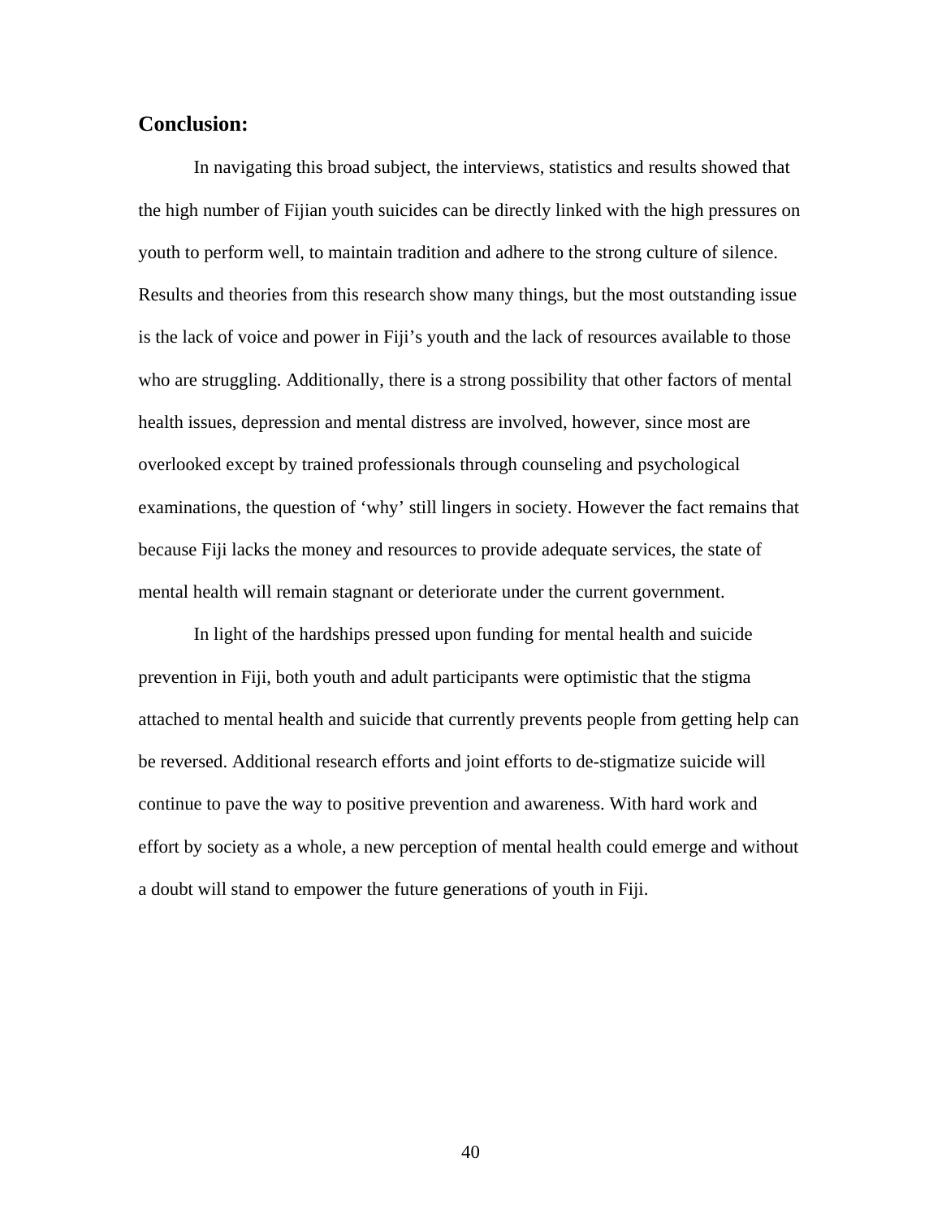## Conclusion:

In navigating this broad subject, the interviews, statistics and results showed that the high number of Fijian youth suicides can be directly linked with the high pressures on youth to perform well, to maintain tradition and adhere to the strong culture of silence. Results and theories from this research show many things, but the most outstanding issue is the lack of voice and power in Fiji's youth and the lack of resources available to those who are struggling. Additionally, there is a strong possibility that other factors of mental health issues, depression and mental distress are involved, however, since most are overlooked except by trained professionals through counseling and psychological examinations, the question of 'why' still lingers in society. However the fact remains that because Fiji lacks the money and resources to provide adequate services, the state of mental health will remain stagnant or deteriorate under the current government.

In light of the hardships pressed upon funding for mental health and suicide prevention in Fiji, both youth and adult participants were optimistic that the stigma attached to mental health and suicide that currently prevents people from getting help can be reversed. Additional research efforts and joint efforts to de-stigmatize suicide will continue to pave the way to positive prevention and awareness. With hard work and effort by society as a whole, a new perception of mental health could emerge and without a doubt will stand to empower the future generations of youth in Fiji.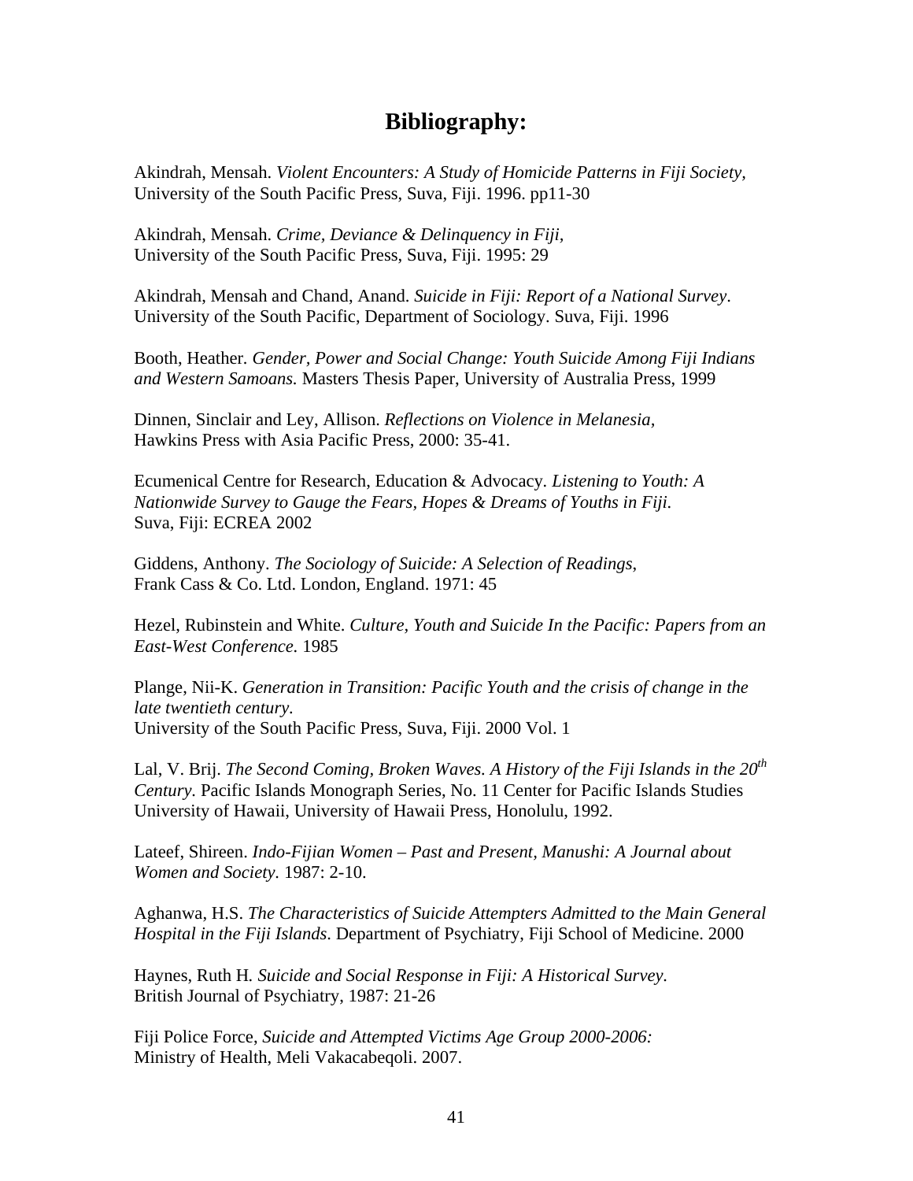# Bibliography:

Akindrah, Mensah. *Violent Encounters: A Study of Homicide Patterns in Fiji Society,* University of the South Pacific Press, Suva, Fiji. 1996. pp11-30

Akindrah, Mensah. *Crime, Deviance & Delinquency in Fiji,* University of the South Pacific Press, Suva, Fiji. 1995: 29

Akindrah, Mensah and Chand, Anand. *Suicide in Fiji: Report of a National Survey*. University of the South Pacific, Department of Sociology. Suva, Fiji. 1996

Booth, Heather. *Gender, Power and Social Change: Youth Suicide Among Fiji Indians and Western Samoans.* Masters Thesis Paper, University of Australia Press, 1999

Dinnen, Sinclair and Ley, Allison. *Reflections on Violence in Melanesia,* Hawkins Press with Asia Pacific Press, 2000: 35-41.

Ecumenical Centre for Research, Education & Advocacy. *Listening to Youth: A Nationwide Survey to Gauge the Fears, Hopes & Dreams of Youths in Fiji.* Suva, Fiji: ECREA 2002

Giddens, Anthony. *The Sociology of Suicide: A Selection of Readings*, Frank Cass & Co. Ltd. London, England. 1971: 45

Hezel, Rubinstein and White. *Culture, Youth and Suicide In the Pacific: Papers from an East-West Conference.* 1985

Plange, Nii-K. *Generation in Transition: Pacific Youth and the crisis of change in the late twentieth century.* University of the South Pacific Press, Suva, Fiji. 2000 Vol. 1

Lal, V. Brij. *The Second Coming, Broken Waves. A History of the Fiji Islands in the 20th Century*. Pacific Islands Monograph Series, No. 11 Center for Pacific Islands Studies University of Hawaii, University of Hawaii Press, Honolulu, 1992.

Lateef, Shireen. *Indo-Fijian Women – Past and Present, Manushi: A Journal about Women and Society.* 1987: 2-10.

Aghanwa, H.S. *The Characteristics of Suicide Attempters Admitted to the Main General Hospital in the Fiji Islands*. Department of Psychiatry, Fiji School of Medicine. 2000

Haynes, Ruth H. *Suicide and Social Response in Fiji: A Historical Survey*. British Journal of Psychiatry, 1987: 21-26

Fiji Police Force, *Suicide and Attempted Victims Age Group 2000-2006:* Ministry of Health, Meli Vakacabeqoli. 2007.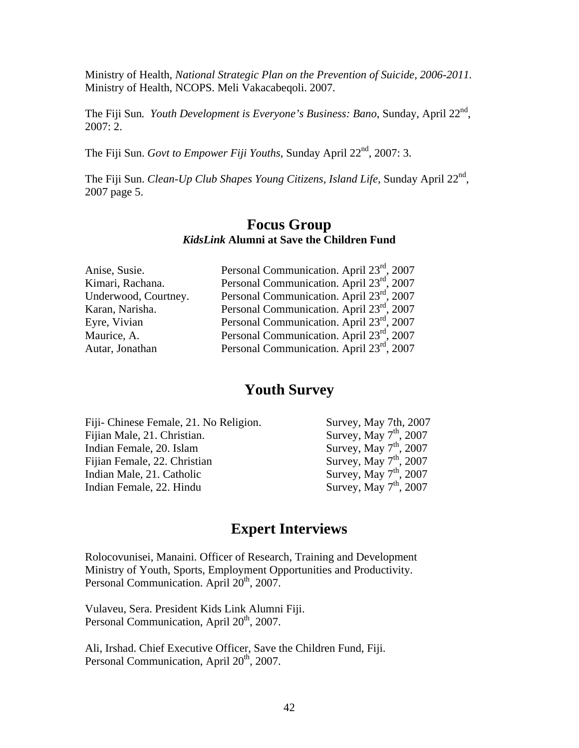Ministry of Health, *National Strategic Plan on the Prevention of Suicide, 2006-2011*. Ministry of Health, NCOPS. Meli Vakacabeqoli. 2007.

The Fiji Sun. *Youth Development is Everyone's Business: Bano*, Sunday, April 22nd, 2007: 2.

The Fiji Sun. *Govt to Empower Fiji Youths*, Sunday April 22nd, 2007: 3.

The Fiji Sun. *Clean-Up Club Shapes Young Citizens, Island Life*, Sunday April 22nd, 2007 page 5.

## Focus Group

### *KidsLink* Alumni at Save the Children Fund

| | |
|---|---|
| Anise, Susie. | Personal Communication. April 23rd, 2007 |
| Kimari, Rachana. | Personal Communication. April 23rd, 2007 |
| Underwood, Courtney. | Personal Communication. April 23rd, 2007 |
| Karan, Narisha. | Personal Communication. April 23rd, 2007 |
| Eyre, Vivian | Personal Communication. April 23rd, 2007 |
| Maurice, A. | Personal Communication. April 23rd, 2007 |
| Autar, Jonathan | Personal Communication. April 23rd, 2007 |

## Youth Survey

| | |
|---|---|
| Fiji- Chinese Female, 21. No Religion. | Survey, May 7th, 2007 |
| Fijian Male, 21. Christian. | Survey, May 7th, 2007 |
| Indian Female, 20. Islam | Survey, May 7th, 2007 |
| Fijian Female, 22. Christian | Survey, May 7th, 2007 |
| Indian Male, 21. Catholic | Survey, May 7th, 2007 |
| Indian Female, 22. Hindu | Survey, May 7th, 2007 |

## Expert Interviews

Rolocovunisei, Manaini. Officer of Research, Training and Development Ministry of Youth, Sports, Employment Opportunities and Productivity. Personal Communication. April 20th, 2007.

Vulaveu, Sera. President Kids Link Alumni Fiji. Personal Communication, April 20th, 2007.

Ali, Irshad. Chief Executive Officer, Save the Children Fund, Fiji. Personal Communication, April 20th, 2007.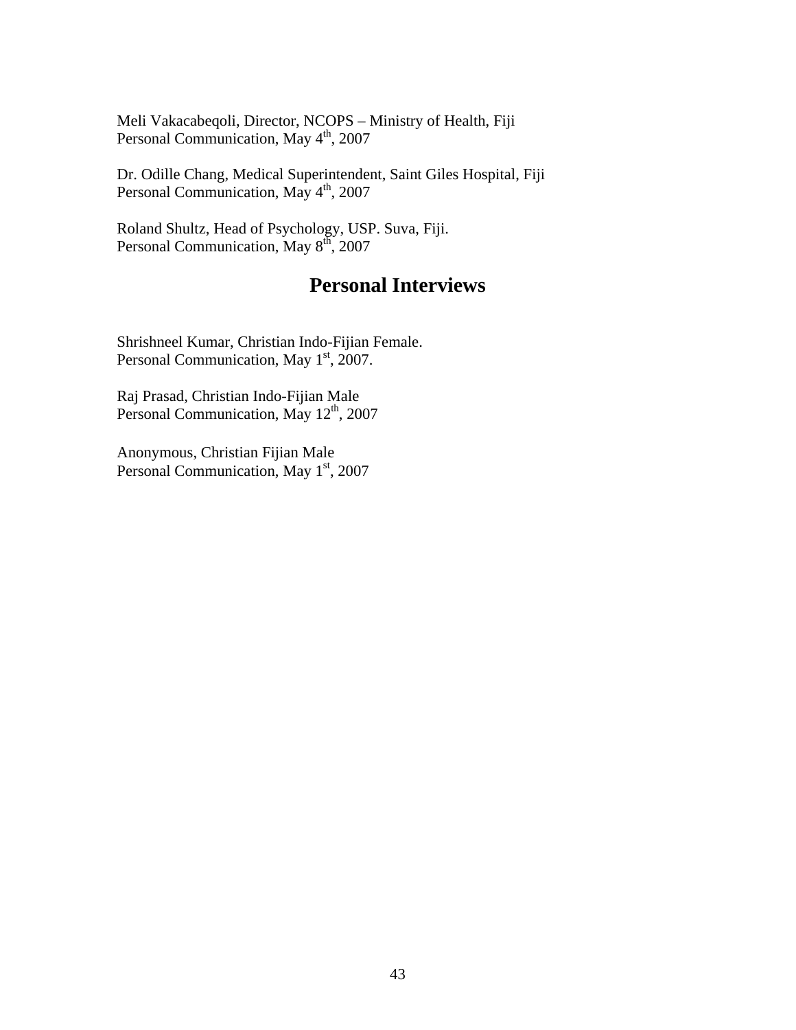Meli Vakacabeqoli, Director, NCOPS – Ministry of Health, Fiji
Personal Communication, May 4th, 2007

Dr. Odille Chang, Medical Superintendent, Saint Giles Hospital, Fiji
Personal Communication, May 4th, 2007

Roland Shultz, Head of Psychology, USP. Suva, Fiji.
Personal Communication, May 8th, 2007

## Personal Interviews

Shrishneel Kumar, Christian Indo-Fijian Female.
Personal Communication, May 1st, 2007.

Raj Prasad, Christian Indo-Fijian Male
Personal Communication, May 12th, 2007

Anonymous, Christian Fijian Male
Personal Communication, May 1st, 2007